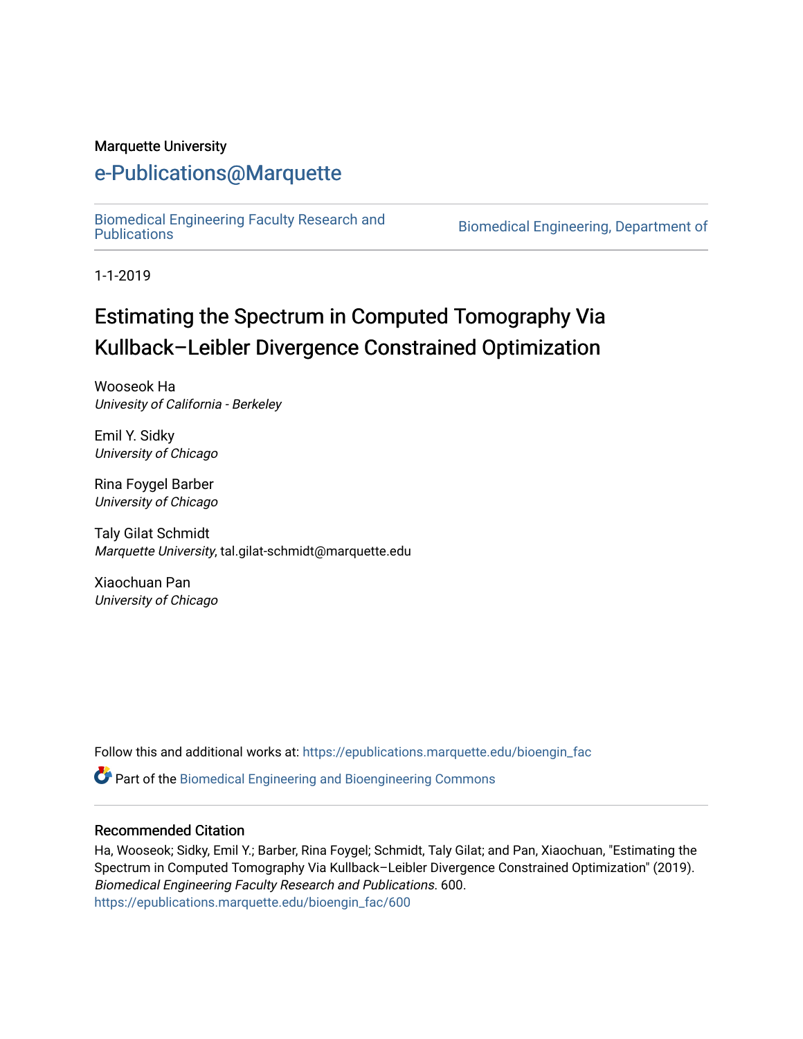Marquette University

# e-Publications@Marquette

Biomedical Engineering Faculty Research and Publications

Biomedical Engineering, Department of

1-1-2019

## Estimating the Spectrum in Computed Tomography Via Kullback–Leibler Divergence Constrained Optimization

Wooseok Ha
*Univesity of California - Berkeley*

Emil Y. Sidky
*University of Chicago*

Rina Foygel Barber
*University of Chicago*

Taly Gilat Schmidt
*Marquette University*, tal.gilat-schmidt@marquette.edu

Xiaochuan Pan
*University of Chicago*

Follow this and additional works at: https://epublications.marquette.edu/bioengin_fac

Part of the Biomedical Engineering and Bioengineering Commons

### Recommended Citation

Ha, Wooseok; Sidky, Emil Y.; Barber, Rina Foygel; Schmidt, Taly Gilat; and Pan, Xiaochuan, "Estimating the Spectrum in Computed Tomography Via Kullback–Leibler Divergence Constrained Optimization" (2019). *Biomedical Engineering Faculty Research and Publications*. 600.
https://epublications.marquette.edu/bioengin_fac/600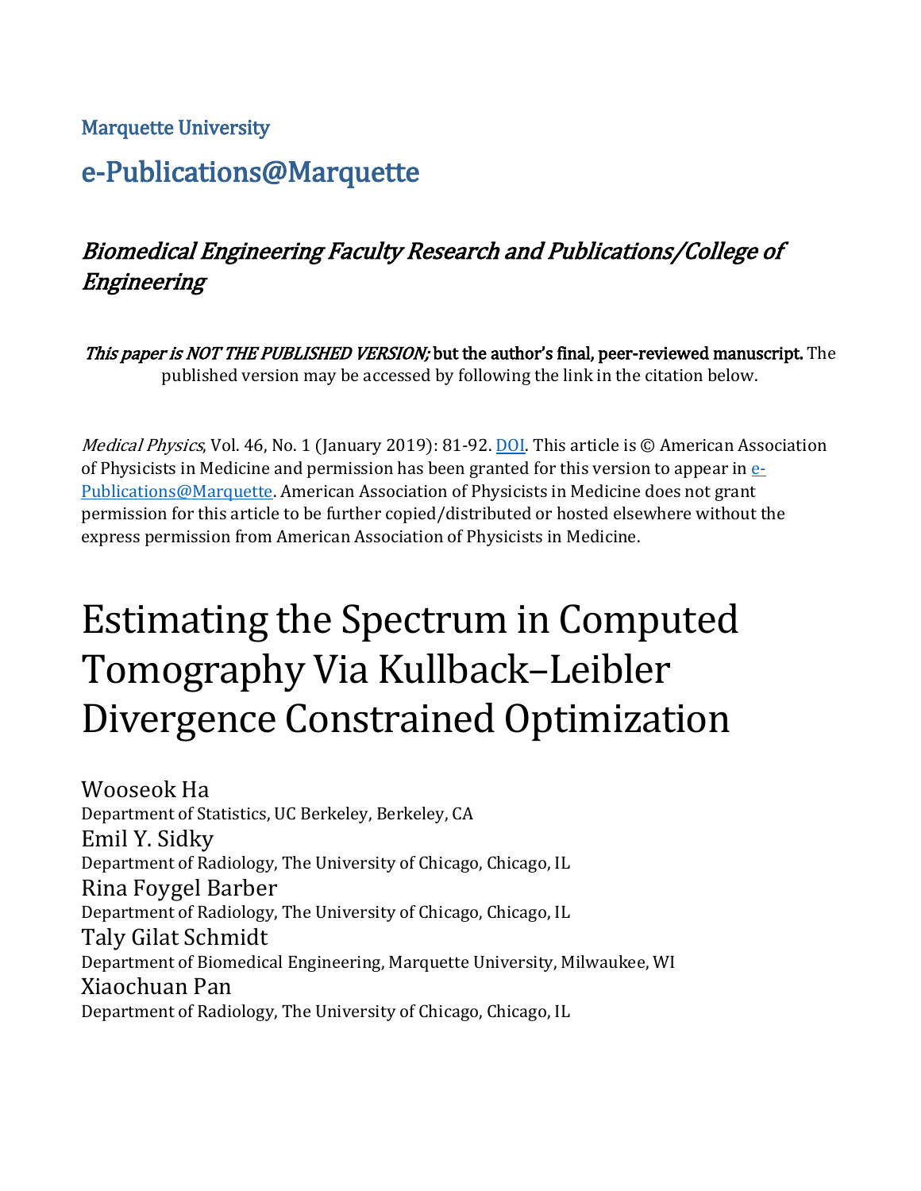Marquette University

# e-Publications@Marquette

## *Biomedical Engineering Faculty Research and Publications/College of Engineering*

*This paper is NOT THE PUBLISHED VERSION;* **but the author's final, peer-reviewed manuscript.** The published version may be accessed by following the link in the citation below.

*Medical Physics*, Vol. 46, No. 1 (January 2019): 81-92. DOI. This article is © American Association of Physicists in Medicine and permission has been granted for this version to appear in e-Publications@Marquette. American Association of Physicists in Medicine does not grant permission for this article to be further copied/distributed or hosted elsewhere without the express permission from American Association of Physicists in Medicine.

# Estimating the Spectrum in Computed Tomography Via Kullback–Leibler Divergence Constrained Optimization

Wooseok Ha
Department of Statistics, UC Berkeley, Berkeley, CA

Emil Y. Sidky
Department of Radiology, The University of Chicago, Chicago, IL

Rina Foygel Barber
Department of Radiology, The University of Chicago, Chicago, IL

Taly Gilat Schmidt
Department of Biomedical Engineering, Marquette University, Milwaukee, WI

Xiaochuan Pan
Department of Radiology, The University of Chicago, Chicago, IL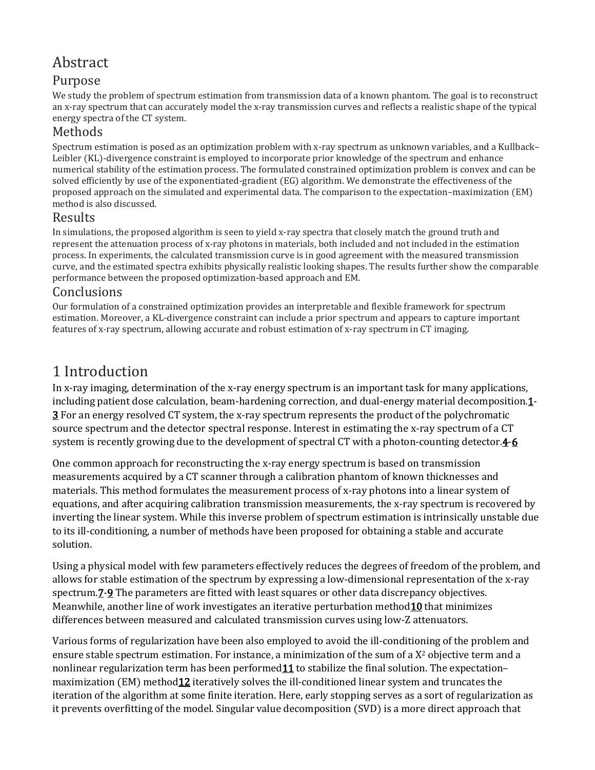# Abstract

## Purpose

We study the problem of spectrum estimation from transmission data of a known phantom. The goal is to reconstruct an x-ray spectrum that can accurately model the x-ray transmission curves and reflects a realistic shape of the typical energy spectra of the CT system.

## Methods

Spectrum estimation is posed as an optimization problem with x-ray spectrum as unknown variables, and a Kullback–Leibler (KL)-divergence constraint is employed to incorporate prior knowledge of the spectrum and enhance numerical stability of the estimation process. The formulated constrained optimization problem is convex and can be solved efficiently by use of the exponentiated-gradient (EG) algorithm. We demonstrate the effectiveness of the proposed approach on the simulated and experimental data. The comparison to the expectation–maximization (EM) method is also discussed.

## Results

In simulations, the proposed algorithm is seen to yield x-ray spectra that closely match the ground truth and represent the attenuation process of x-ray photons in materials, both included and not included in the estimation process. In experiments, the calculated transmission curve is in good agreement with the measured transmission curve, and the estimated spectra exhibits physically realistic looking shapes. The results further show the comparable performance between the proposed optimization-based approach and EM.

## Conclusions

Our formulation of a constrained optimization provides an interpretable and flexible framework for spectrum estimation. Moreover, a KL-divergence constraint can include a prior spectrum and appears to capture important features of x-ray spectrum, allowing accurate and robust estimation of x-ray spectrum in CT imaging.

# 1 Introduction

In x-ray imaging, determination of the x-ray energy spectrum is an important task for many applications, including patient dose calculation, beam-hardening correction, and dual-energy material decomposition.[1-3] For an energy resolved CT system, the x-ray spectrum represents the product of the polychromatic source spectrum and the detector spectral response. Interest in estimating the x-ray spectrum of a CT system is recently growing due to the development of spectral CT with a photon-counting detector.[4-6]

One common approach for reconstructing the x-ray energy spectrum is based on transmission measurements acquired by a CT scanner through a calibration phantom of known thicknesses and materials. This method formulates the measurement process of x-ray photons into a linear system of equations, and after acquiring calibration transmission measurements, the x-ray spectrum is recovered by inverting the linear system. While this inverse problem of spectrum estimation is intrinsically unstable due to its ill-conditioning, a number of methods have been proposed for obtaining a stable and accurate solution.

Using a physical model with few parameters effectively reduces the degrees of freedom of the problem, and allows for stable estimation of the spectrum by expressing a low-dimensional representation of the x-ray spectrum.[7-9] The parameters are fitted with least squares or other data discrepancy objectives. Meanwhile, another line of work investigates an iterative perturbation method[10] that minimizes differences between measured and calculated transmission curves using low-Z attenuators.

Various forms of regularization have been also employed to avoid the ill-conditioning of the problem and ensure stable spectrum estimation. For instance, a minimization of the sum of a $X^2$ objective term and a nonlinear regularization term has been performed[11] to stabilize the final solution. The expectation–maximization (EM) method[12] iteratively solves the ill-conditioned linear system and truncates the iteration of the algorithm at some finite iteration. Here, early stopping serves as a sort of regularization as it prevents overfitting of the model. Singular value decomposition (SVD) is a more direct approach that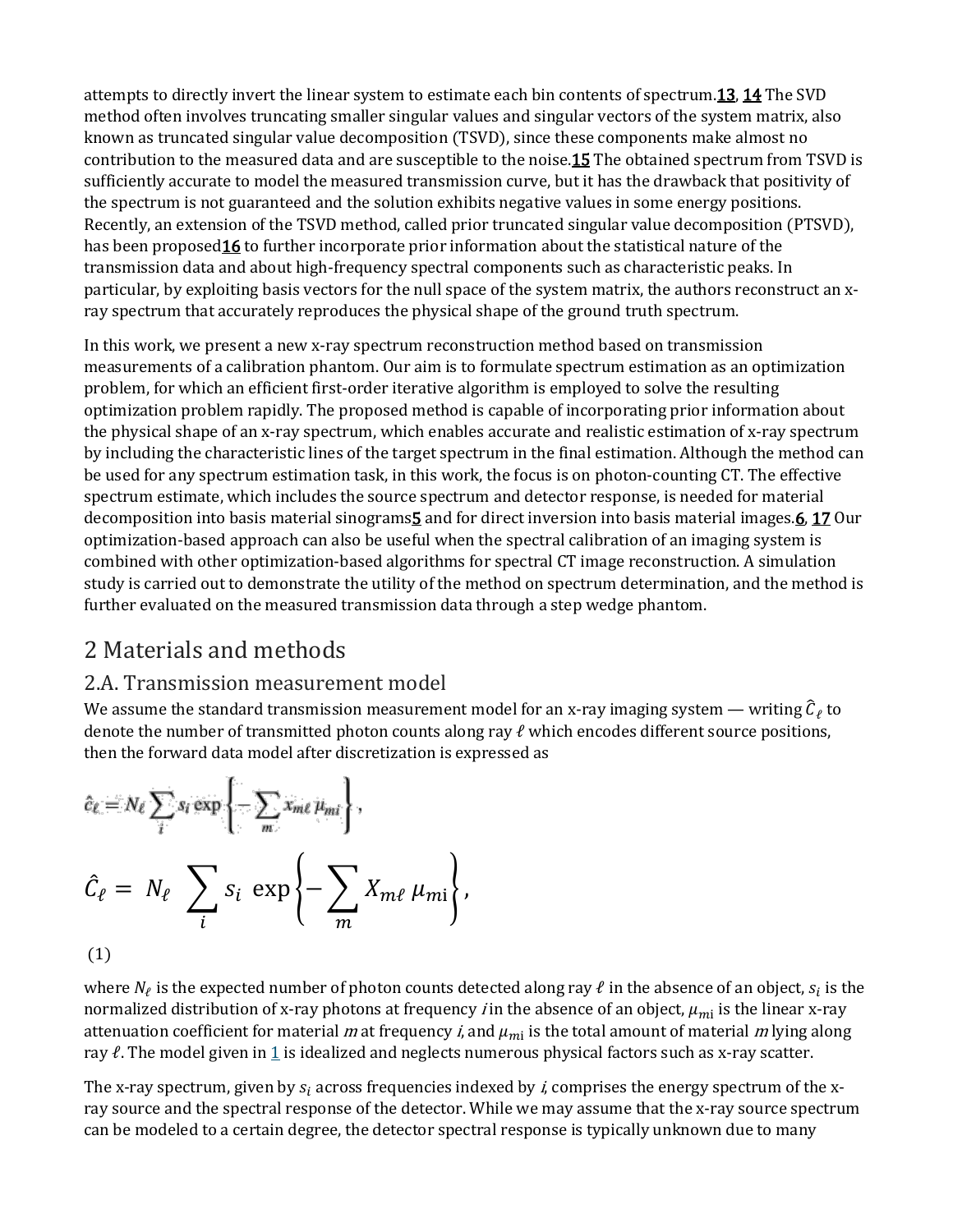attempts to directly invert the linear system to estimate each bin contents of spectrum.[13], [14] The SVD method often involves truncating smaller singular values and singular vectors of the system matrix, also known as truncated singular value decomposition (TSVD), since these components make almost no contribution to the measured data and are susceptible to the noise.[15] The obtained spectrum from TSVD is sufficiently accurate to model the measured transmission curve, but it has the drawback that positivity of the spectrum is not guaranteed and the solution exhibits negative values in some energy positions. Recently, an extension of the TSVD method, called prior truncated singular value decomposition (PTSVD), has been proposed[16] to further incorporate prior information about the statistical nature of the transmission data and about high-frequency spectral components such as characteristic peaks. In particular, by exploiting basis vectors for the null space of the system matrix, the authors reconstruct an x-ray spectrum that accurately reproduces the physical shape of the ground truth spectrum.

In this work, we present a new x-ray spectrum reconstruction method based on transmission measurements of a calibration phantom. Our aim is to formulate spectrum estimation as an optimization problem, for which an efficient first-order iterative algorithm is employed to solve the resulting optimization problem rapidly. The proposed method is capable of incorporating prior information about the physical shape of an x-ray spectrum, which enables accurate and realistic estimation of x-ray spectrum by including the characteristic lines of the target spectrum in the final estimation. Although the method can be used for any spectrum estimation task, in this work, the focus is on photon-counting CT. The effective spectrum estimate, which includes the source spectrum and detector response, is needed for material decomposition into basis material sinograms[5] and for direct inversion into basis material images.[6], [17] Our optimization-based approach can also be useful when the spectral calibration of an imaging system is combined with other optimization-based algorithms for spectral CT image reconstruction. A simulation study is carried out to demonstrate the utility of the method on spectrum determination, and the method is further evaluated on the measured transmission data through a step wedge phantom.

# 2 Materials and methods

## 2.A. Transmission measurement model

We assume the standard transmission measurement model for an x-ray imaging system — writing $\hat{C}_\ell$ to denote the number of transmitted photon counts along ray $\ell$ which encodes different source positions, then the forward data model after discretization is expressed as

$$\hat{c}_\ell = N_\ell \sum_i s_i \exp\left\{-\sum_m x_{m\ell}\,\mu_{mi}\right\},$$

$$\hat{C}_\ell = N_\ell \sum_i s_i \exp\left\{-\sum_m X_{m\ell}\,\mu_{mi}\right\},$$

(1)

where $N_\ell$ is the expected number of photon counts detected along ray $\ell$ in the absence of an object, $s_i$ is the normalized distribution of x-ray photons at frequency $i$ in the absence of an object, $\mu_{mi}$ is the linear x-ray attenuation coefficient for material $m$ at frequency $i$, and $\mu_{mi}$ is the total amount of material $m$ lying along ray $\ell$. The model given in 1 is idealized and neglects numerous physical factors such as x-ray scatter.

The x-ray spectrum, given by $s_i$ across frequencies indexed by $i$, comprises the energy spectrum of the x-ray source and the spectral response of the detector. While we may assume that the x-ray source spectrum can be modeled to a certain degree, the detector spectral response is typically unknown due to many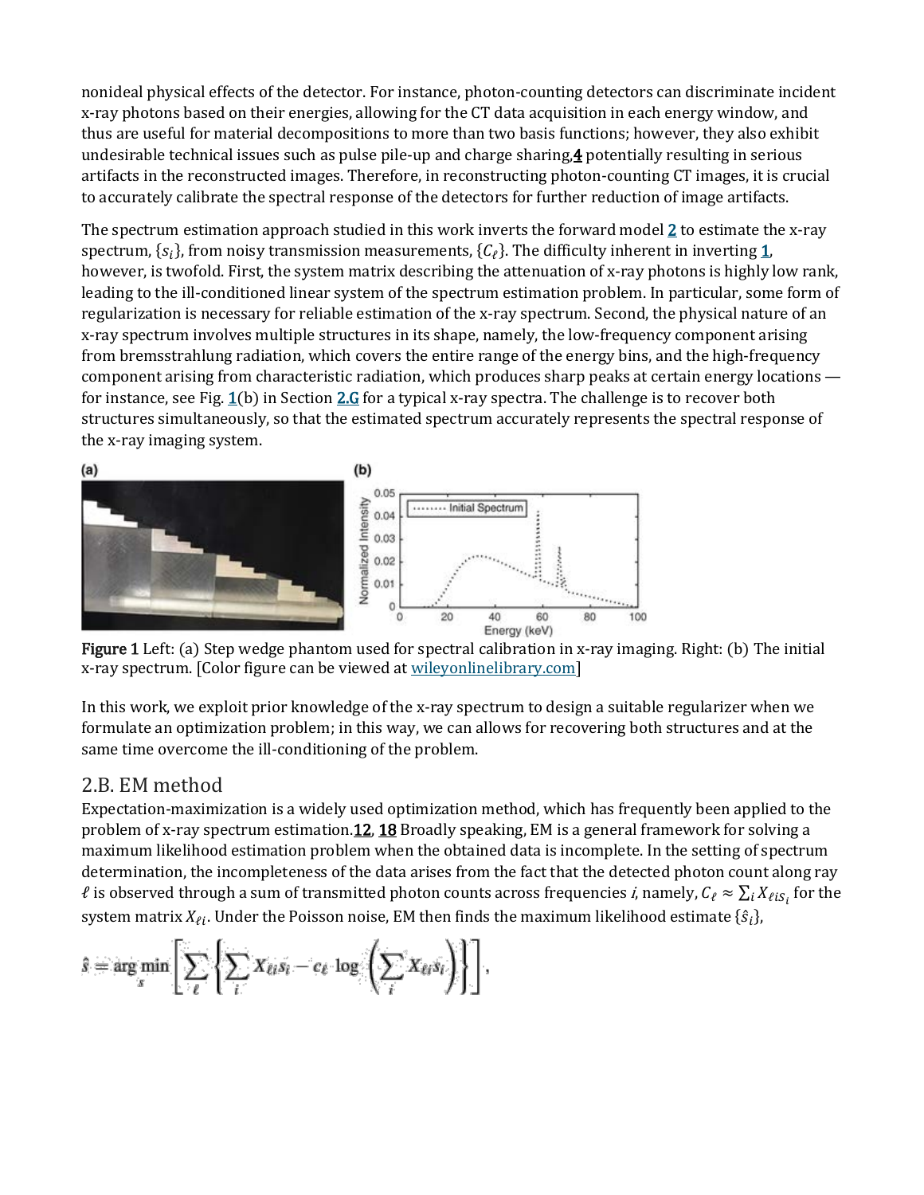nonideal physical effects of the detector. For instance, photon-counting detectors can discriminate incident x-ray photons based on their energies, allowing for the CT data acquisition in each energy window, and thus are useful for material decompositions to more than two basis functions; however, they also exhibit undesirable technical issues such as pulse pile-up and charge sharing,[4] potentially resulting in serious artifacts in the reconstructed images. Therefore, in reconstructing photon-counting CT images, it is crucial to accurately calibrate the spectral response of the detectors for further reduction of image artifacts.

The spectrum estimation approach studied in this work inverts the forward model 2 to estimate the x-ray spectrum, $\{s_i\}$, from noisy transmission measurements, $\{C_\ell\}$. The difficulty inherent in inverting 1, however, is twofold. First, the system matrix describing the attenuation of x-ray photons is highly low rank, leading to the ill-conditioned linear system of the spectrum estimation problem. In particular, some form of regularization is necessary for reliable estimation of the x-ray spectrum. Second, the physical nature of an x-ray spectrum involves multiple structures in its shape, namely, the low-frequency component arising from bremsstrahlung radiation, which covers the entire range of the energy bins, and the high-frequency component arising from characteristic radiation, which produces sharp peaks at certain energy locations — for instance, see Fig. 1(b) in Section 2.G for a typical x-ray spectra. The challenge is to recover both structures simultaneously, so that the estimated spectrum accurately represents the spectral response of the x-ray imaging system.

Figure 1 Left: (a) Step wedge phantom used for spectral calibration in x-ray imaging. Right: (b) The initial x-ray spectrum. [Color figure can be viewed at wileyonlinelibrary.com]

In this work, we exploit prior knowledge of the x-ray spectrum to design a suitable regularizer when we formulate an optimization problem; in this way, we can allows for recovering both structures and at the same time overcome the ill-conditioning of the problem.

## 2.B. EM method

Expectation-maximization is a widely used optimization method, which has frequently been applied to the problem of x-ray spectrum estimation.[12], [18] Broadly speaking, EM is a general framework for solving a maximum likelihood estimation problem when the obtained data is incomplete. In the setting of spectrum determination, the incompleteness of the data arises from the fact that the detected photon count along ray $\ell$ is observed through a sum of transmitted photon counts across frequencies *i*, namely, $C_\ell \approx \sum_i X_{\ell i} s_i$ for the system matrix $X_{\ell i}$. Under the Poisson noise, EM then finds the maximum likelihood estimate $\{\hat{s}_i\}$,

$$\hat{s} = \arg\min_{s} \left[ \sum_{\ell} \left\{ \sum_{i} X_{\ell i} s_i - c_\ell \log \left( \sum_{i} X_{\ell i} s_i \right) \right\} \right],$$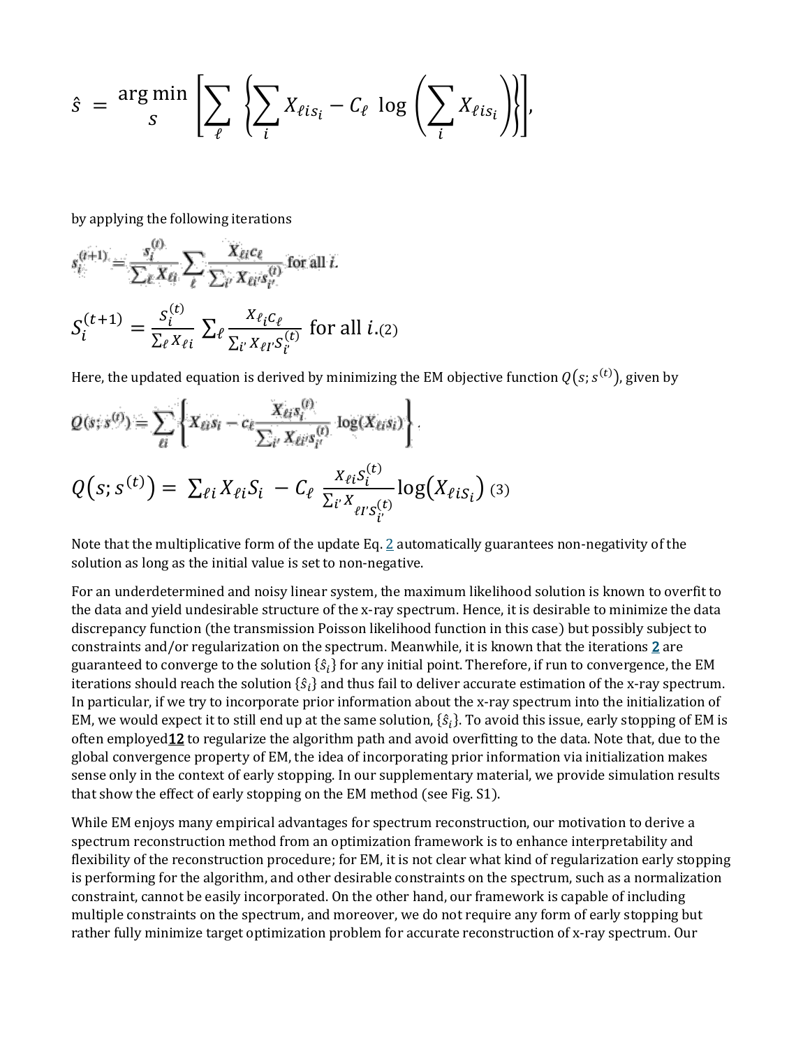$$\hat{s} = \underset{s}{\arg\min} \left[ \sum_{\ell} \left\{ \sum_{i} X_{\ell i s_i} - C_{\ell} \log \left( \sum_{i} X_{\ell i s_i} \right) \right\} \right],$$

by applying the following iterations

$$s_i^{(t+1)} = \frac{s_i^{(t)}}{\sum_\ell X_{\ell i}} \sum_\ell \frac{X_{\ell i} c_\ell}{\sum_{i'} X_{\ell i'} s_{i'}^{(t)}} \text{ for all } i.$$

$$S_i^{(t+1)} = \frac{S_i^{(t)}}{\sum_\ell X_{\ell i}} \sum_\ell \frac{X_{\ell_i} c_\ell}{\sum_{i'} X_{\ell I'} S_{i'}^{(t)}} \text{ for all } i. \quad (2)$$

Here, the updated equation is derived by minimizing the EM objective function $Q(s; s^{(t)})$, given by

$$Q(s; s^{(t)}) = \sum_{\ell i} \left\{ X_{\ell i} s_i - c_\ell \frac{X_{\ell i} s_i^{(t)}}{\sum_{i'} X_{\ell i'} s_{i'}^{(t)}} \log(X_{\ell i} s_i) \right\}.$$

$$Q(s; s^{(t)}) = \sum_{\ell i} X_{\ell i} S_i - C_\ell \frac{X_{\ell i} S_i^{(t)}}{\sum_{i'} X_{\ell I' S_{i'}^{(t)}}} \log(X_{\ell i s_i}) \quad (3)$$

Note that the multiplicative form of the update Eq. 2 automatically guarantees non-negativity of the solution as long as the initial value is set to non-negative.

For an underdetermined and noisy linear system, the maximum likelihood solution is known to overfit to the data and yield undesirable structure of the x-ray spectrum. Hence, it is desirable to minimize the data discrepancy function (the transmission Poisson likelihood function in this case) but possibly subject to constraints and/or regularization on the spectrum. Meanwhile, it is known that the iterations **2** are guaranteed to converge to the solution $\{\hat{s}_i\}$ for any initial point. Therefore, if run to convergence, the EM iterations should reach the solution $\{\hat{s}_i\}$ and thus fail to deliver accurate estimation of the x-ray spectrum. In particular, if we try to incorporate prior information about the x-ray spectrum into the initialization of EM, we would expect it to still end up at the same solution, $\{\hat{s}_i\}$. To avoid this issue, early stopping of EM is often employed[12] to regularize the algorithm path and avoid overfitting to the data. Note that, due to the global convergence property of EM, the idea of incorporating prior information via initialization makes sense only in the context of early stopping. In our supplementary material, we provide simulation results that show the effect of early stopping on the EM method (see Fig. S1).

While EM enjoys many empirical advantages for spectrum reconstruction, our motivation to derive a spectrum reconstruction method from an optimization framework is to enhance interpretability and flexibility of the reconstruction procedure; for EM, it is not clear what kind of regularization early stopping is performing for the algorithm, and other desirable constraints on the spectrum, such as a normalization constraint, cannot be easily incorporated. On the other hand, our framework is capable of including multiple constraints on the spectrum, and moreover, we do not require any form of early stopping but rather fully minimize target optimization problem for accurate reconstruction of x-ray spectrum. Our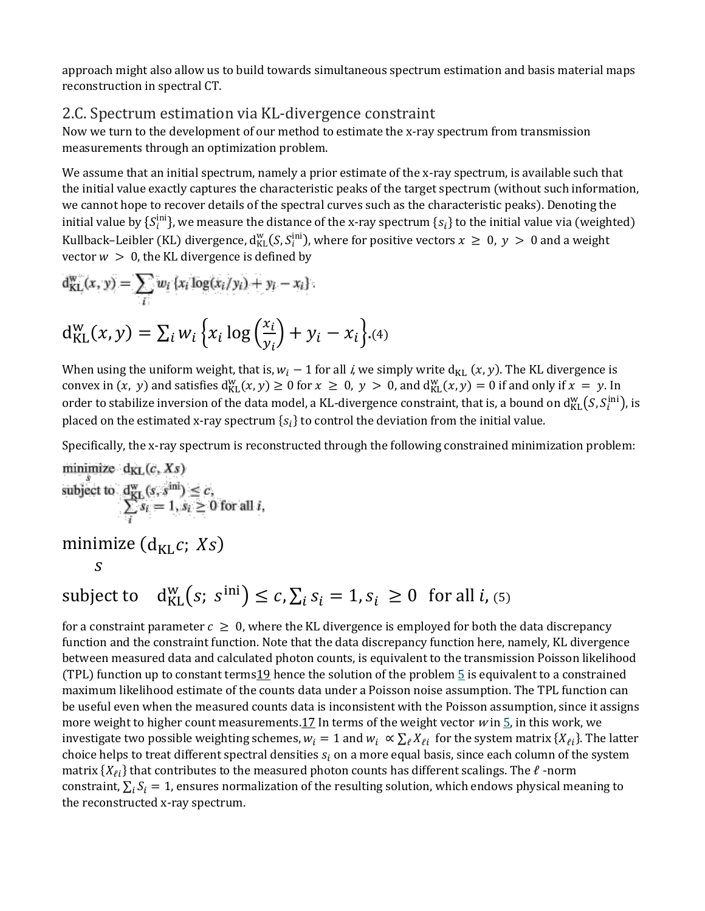approach might also allow us to build towards simultaneous spectrum estimation and basis material maps reconstruction in spectral CT.

## 2.C. Spectrum estimation via KL-divergence constraint

Now we turn to the development of our method to estimate the x-ray spectrum from transmission measurements through an optimization problem.

We assume that an initial spectrum, namely a prior estimate of the x-ray spectrum, is available such that the initial value exactly captures the characteristic peaks of the target spectrum (without such information, we cannot hope to recover details of the spectral curves such as the characteristic peaks). Denoting the initial value by $\{S_i^{\text{ini}}\}$, we measure the distance of the x-ray spectrum $\{s_i\}$ to the initial value via (weighted) Kullback–Leibler (KL) divergence, $\mathrm{d}_{\mathrm{KL}}^{\mathrm{w}}(S, S_i^{\text{ini}})$, where for positive vectors $x \geq 0$, $y > 0$ and a weight vector $w > 0$, the KL divergence is defined by

$$\mathrm{d}_{\mathrm{KL}}^{\mathrm{w}}(x, y) = \sum_i w_i \{x_i \log(x_i/y_i) + y_i - x_i\}.$$

$$\mathrm{d}_{\mathrm{KL}}^{\mathrm{w}}(x, y) = \sum_i w_i \left\{x_i \log\left(\frac{x_i}{y_i}\right) + y_i - x_i\right\}. \quad (4)$$

When using the uniform weight, that is, $w_i - 1$ for all $i$, we simply write $\mathrm{d}_{\mathrm{KL}}(x, y)$. The KL divergence is convex in $(x, y)$ and satisfies $\mathrm{d}_{\mathrm{KL}}^{\mathrm{w}}(x, y) \geq 0$ for $x \geq 0$, $y > 0$, and $\mathrm{d}_{\mathrm{KL}}^{\mathrm{w}}(x, y) = 0$ if and only if $x = y$. In order to stabilize inversion of the data model, a KL-divergence constraint, that is, a bound on $\mathrm{d}_{\mathrm{KL}}^{\mathrm{w}}(S, S_i^{\text{ini}})$, is placed on the estimated x-ray spectrum $\{s_i\}$ to control the deviation from the initial value.

Specifically, the x-ray spectrum is reconstructed through the following constrained minimization problem:

$$\begin{aligned} &\underset{s}{\text{minimize}} \;\; \mathrm{d}_{\mathrm{KL}}(c, Xs) \\ &\text{subject to} \;\; \mathrm{d}_{\mathrm{KL}}^{\mathrm{w}}(s, s^{\text{ini}}) \leq c, \\ &\qquad\qquad \sum_i s_i = 1, s_i \geq 0 \text{ for all } i, \end{aligned}$$

$$\underset{s}{\text{minimize}} \; (\mathrm{d}_{\mathrm{KL}} c;\; Xs)$$

$$\text{subject to} \quad \mathrm{d}_{\mathrm{KL}}^{\mathrm{w}}(s;\; s^{\text{ini}}) \leq c, \sum_i s_i = 1, s_i \geq 0 \;\; \text{for all } i, \quad (5)$$

for a constraint parameter $c \geq 0$, where the KL divergence is employed for both the data discrepancy function and the constraint function. Note that the data discrepancy function here, namely, KL divergence between measured data and calculated photon counts, is equivalent to the transmission Poisson likelihood (TPL) function up to constant terms19 hence the solution of the problem 5 is equivalent to a constrained maximum likelihood estimate of the counts data under a Poisson noise assumption. The TPL function can be useful even when the measured counts data is inconsistent with the Poisson assumption, since it assigns more weight to higher count measurements.17 In terms of the weight vector $w$ in 5, in this work, we investigate two possible weighting schemes, $w_i = 1$ and $w_i \propto \sum_\ell X_{\ell i}$ for the system matrix $\{X_{\ell i}\}$. The latter choice helps to treat different spectral densities $s_i$ on a more equal basis, since each column of the system matrix $\{X_{\ell i}\}$ that contributes to the measured photon counts has different scalings. The $\ell$ -norm constraint, $\sum_i S_i = 1$, ensures normalization of the resulting solution, which endows physical meaning to the reconstructed x-ray spectrum.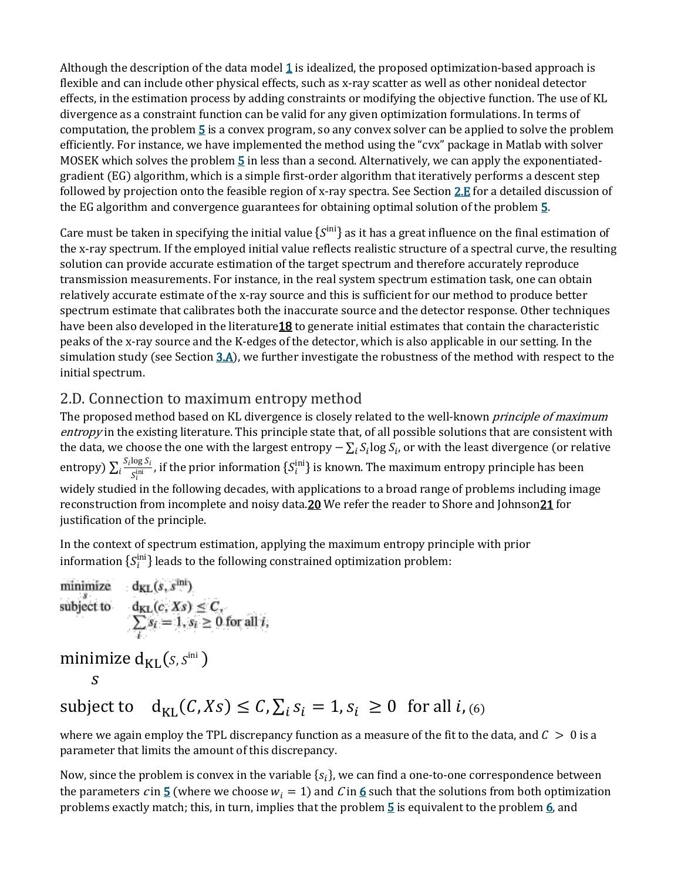Although the description of the data model 1 is idealized, the proposed optimization-based approach is flexible and can include other physical effects, such as x-ray scatter as well as other nonideal detector effects, in the estimation process by adding constraints or modifying the objective function. The use of KL divergence as a constraint function can be valid for any given optimization formulations. In terms of computation, the problem 5 is a convex program, so any convex solver can be applied to solve the problem efficiently. For instance, we have implemented the method using the "cvx" package in Matlab with solver MOSEK which solves the problem 5 in less than a second. Alternatively, we can apply the exponentiated-gradient (EG) algorithm, which is a simple first-order algorithm that iteratively performs a descent step followed by projection onto the feasible region of x-ray spectra. See Section 2.E for a detailed discussion of the EG algorithm and convergence guarantees for obtaining optimal solution of the problem 5.

Care must be taken in specifying the initial value $\{S^{\text{ini}}\}$ as it has a great influence on the final estimation of the x-ray spectrum. If the employed initial value reflects realistic structure of a spectral curve, the resulting solution can provide accurate estimation of the target spectrum and therefore accurately reproduce transmission measurements. For instance, in the real system spectrum estimation task, one can obtain relatively accurate estimate of the x-ray source and this is sufficient for our method to produce better spectrum estimate that calibrates both the inaccurate source and the detector response. Other techniques have been also developed in the literature[18] to generate initial estimates that contain the characteristic peaks of the x-ray source and the K-edges of the detector, which is also applicable in our setting. In the simulation study (see Section 3.A), we further investigate the robustness of the method with respect to the initial spectrum.

## 2.D. Connection to maximum entropy method

The proposed method based on KL divergence is closely related to the well-known *principle of maximum entropy* in the existing literature. This principle state that, of all possible solutions that are consistent with the data, we choose the one with the largest entropy $-\sum_i S_i \log S_i$, or with the least divergence (or relative entropy) $\sum_i \frac{S_i \log S_i}{S_i^{\text{ini}}}$, if the prior information $\{S_i^{\text{ini}}\}$ is known. The maximum entropy principle has been widely studied in the following decades, with applications to a broad range of problems including image reconstruction from incomplete and noisy data.[20] We refer the reader to Shore and Johnson[21] for justification of the principle.

In the context of spectrum estimation, applying the maximum entropy principle with prior information $\{S_i^{\text{ini}}\}$ leads to the following constrained optimization problem:

$$\begin{aligned} \underset{s}{\text{minimize}} \quad & \mathrm{d_{KL}}(s, s^{\text{ini}}) \\ \text{subject to} \quad & \mathrm{d_{KL}}(c, Xs) \le C, \\ & \sum_i s_i = 1, s_i \ge 0 \text{ for all } i, \end{aligned} \tag{6}$$

where we again employ the TPL discrepancy function as a measure of the fit to the data, and $C > 0$ is a parameter that limits the amount of this discrepancy.

Now, since the problem is convex in the variable $\{s_i\}$, we can find a one-to-one correspondence between the parameters $c$ in 5 (where we choose $w_i = 1$) and $C$ in 6 such that the solutions from both optimization problems exactly match; this, in turn, implies that the problem 5 is equivalent to the problem 6, and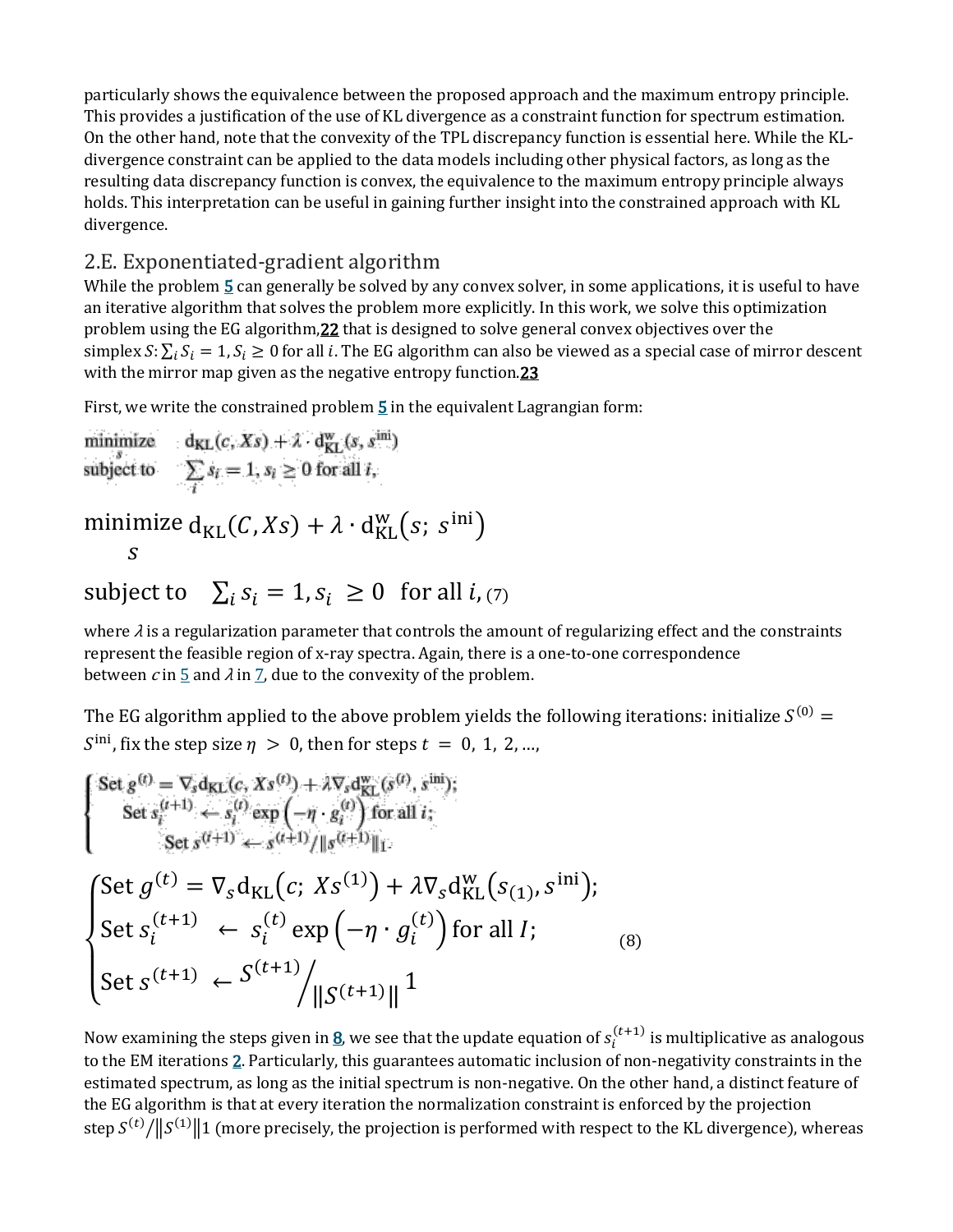particularly shows the equivalence between the proposed approach and the maximum entropy principle. This provides a justification of the use of KL divergence as a constraint function for spectrum estimation. On the other hand, note that the convexity of the TPL discrepancy function is essential here. While the KL-divergence constraint can be applied to the data models including other physical factors, as long as the resulting data discrepancy function is convex, the equivalence to the maximum entropy principle always holds. This interpretation can be useful in gaining further insight into the constrained approach with KL divergence.

## 2.E. Exponentiated-gradient algorithm

While the problem **5** can generally be solved by any convex solver, in some applications, it is useful to have an iterative algorithm that solves the problem more explicitly. In this work, we solve this optimization problem using the EG algorithm,[22] that is designed to solve general convex objectives over the simplex $S$: $\sum_i S_i = 1, S_i \geq 0$ for all $i$. The EG algorithm can also be viewed as a special case of mirror descent with the mirror map given as the negative entropy function.[23]

First, we write the constrained problem **5** in the equivalent Lagrangian form:

$$\underset{s}{\text{minimize}} \quad \mathrm{d_{KL}}(c, Xs) + \lambda \cdot \mathrm{d^{w}_{KL}}(s, s^{\mathrm{ini}})$$
$$\text{subject to} \quad \sum_i s_i = 1, s_i \geq 0 \text{ for all } i,$$

$$\underset{s}{\text{minimize}} \; \mathrm{d_{KL}}(C, Xs) + \lambda \cdot \mathrm{d^{w}_{KL}}\left(s;\ s^{\mathrm{ini}}\right)$$

$$\text{subject to} \quad \textstyle\sum_i s_i = 1, s_i \ \geq 0 \ \text{ for all } i, \quad (7)$$

where $\lambda$ is a regularization parameter that controls the amount of regularizing effect and the constraints represent the feasible region of x-ray spectra. Again, there is a one-to-one correspondence between $c$ in 5 and $\lambda$ in 7, due to the convexity of the problem.

The EG algorithm applied to the above problem yields the following iterations: initialize $S^{(0)} = S^{\mathrm{ini}}$, fix the step size $\eta > 0$, then for steps $t = 0, 1, 2, \ldots$,

$$\begin{cases} \text{Set } g^{(t)} = \nabla_s \mathrm{d_{KL}}(c, Xs^{(t)}) + \lambda \nabla_s \mathrm{d^{w}_{KL}}(s^{(t)}, s^{\mathrm{ini}}); \\ \text{Set } s_i^{(t+1)} \leftarrow s_i^{(t)} \exp\left(-\eta \cdot g_i^{(t)}\right) \text{ for all } i; \\ \text{Set } s^{(t+1)} \leftarrow s^{(t+1)} / \|s^{(t+1)}\|_1. \end{cases}$$

$$\begin{cases} \text{Set } g^{(t)} = \nabla_s \mathrm{d_{KL}}\left(c;\ Xs^{(1)}\right) + \lambda \nabla_s \mathrm{d^{w}_{KL}}\left(s_{(1)}, s^{\mathrm{ini}}\right); \\ \text{Set } s_i^{(t+1)} \ \leftarrow \ s_i^{(t)} \exp\left(-\eta \cdot g_i^{(t)}\right) \text{ for all } I; \\ \text{Set } s^{(t+1)} \ \leftarrow S^{(t+1)} \Big/ \|S^{(t+1)}\| \ 1 \end{cases} \quad (8)$$

Now examining the steps given in **8**, we see that the update equation of $s_i^{(t+1)}$ is multiplicative as analogous to the EM iterations **2**. Particularly, this guarantees automatic inclusion of non-negativity constraints in the estimated spectrum, as long as the initial spectrum is non-negative. On the other hand, a distinct feature of the EG algorithm is that at every iteration the normalization constraint is enforced by the projection step $S^{(t)}/\|S^{(1)}\|1$ (more precisely, the projection is performed with respect to the KL divergence), whereas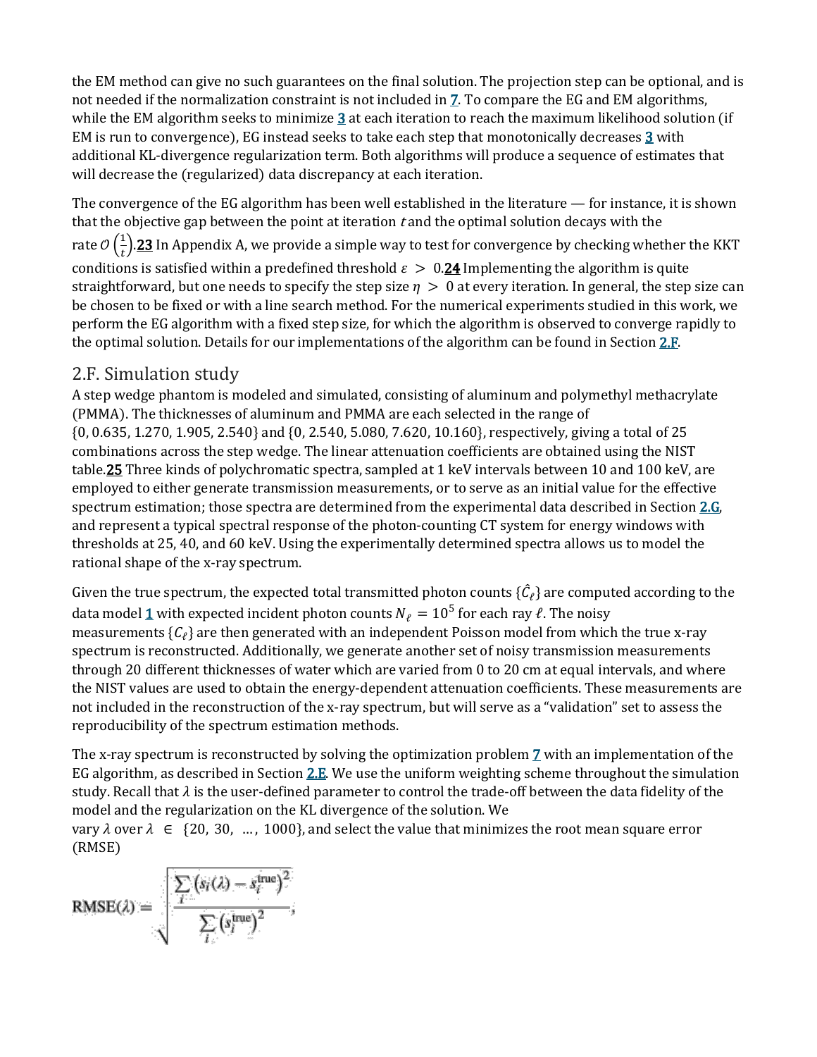the EM method can give no such guarantees on the final solution. The projection step can be optional, and is not needed if the normalization constraint is not included in 7. To compare the EG and EM algorithms, while the EM algorithm seeks to minimize 3 at each iteration to reach the maximum likelihood solution (if EM is run to convergence), EG instead seeks to take each step that monotonically decreases 3 with additional KL-divergence regularization term. Both algorithms will produce a sequence of estimates that will decrease the (regularized) data discrepancy at each iteration.

The convergence of the EG algorithm has been well established in the literature — for instance, it is shown that the objective gap between the point at iteration $t$ and the optimal solution decays with the rate $\mathcal{O}\left(\frac{1}{t}\right)$.23 In Appendix A, we provide a simple way to test for convergence by checking whether the KKT conditions is satisfied within a predefined threshold $\varepsilon > 0$.24 Implementing the algorithm is quite straightforward, but one needs to specify the step size $\eta > 0$ at every iteration. In general, the step size can be chosen to be fixed or with a line search method. For the numerical experiments studied in this work, we perform the EG algorithm with a fixed step size, for which the algorithm is observed to converge rapidly to the optimal solution. Details for our implementations of the algorithm can be found in Section 2.F.

## 2.F. Simulation study

A step wedge phantom is modeled and simulated, consisting of aluminum and polymethyl methacrylate (PMMA). The thicknesses of aluminum and PMMA are each selected in the range of $\{0, 0.635, 1.270, 1.905, 2.540\}$ and $\{0, 2.540, 5.080, 7.620, 10.160\}$, respectively, giving a total of 25 combinations across the step wedge. The linear attenuation coefficients are obtained using the NIST table.25 Three kinds of polychromatic spectra, sampled at 1 keV intervals between 10 and 100 keV, are employed to either generate transmission measurements, or to serve as an initial value for the effective spectrum estimation; those spectra are determined from the experimental data described in Section 2.G, and represent a typical spectral response of the photon-counting CT system for energy windows with thresholds at 25, 40, and 60 keV. Using the experimentally determined spectra allows us to model the rational shape of the x-ray spectrum.

Given the true spectrum, the expected total transmitted photon counts $\{\hat{C}_\ell\}$ are computed according to the data model 1 with expected incident photon counts $N_\ell = 10^5$ for each ray $\ell$. The noisy measurements $\{C_\ell\}$ are then generated with an independent Poisson model from which the true x-ray spectrum is reconstructed. Additionally, we generate another set of noisy transmission measurements through 20 different thicknesses of water which are varied from 0 to 20 cm at equal intervals, and where the NIST values are used to obtain the energy-dependent attenuation coefficients. These measurements are not included in the reconstruction of the x-ray spectrum, but will serve as a "validation" set to assess the reproducibility of the spectrum estimation methods.

The x-ray spectrum is reconstructed by solving the optimization problem 7 with an implementation of the EG algorithm, as described in Section 2.E. We use the uniform weighting scheme throughout the simulation study. Recall that $\lambda$ is the user-defined parameter to control the trade-off between the data fidelity of the model and the regularization on the KL divergence of the solution. We vary $\lambda$ over $\lambda \in \{20, 30, \ldots, 1000\}$, and select the value that minimizes the root mean square error (RMSE)

$$\mathrm{RMSE}(\lambda) = \sqrt{\frac{\sum_i \left(s_i(\lambda) - s_i^{\mathrm{true}}\right)^2}{\sum_i \left(s_i^{\mathrm{true}}\right)^2}},$$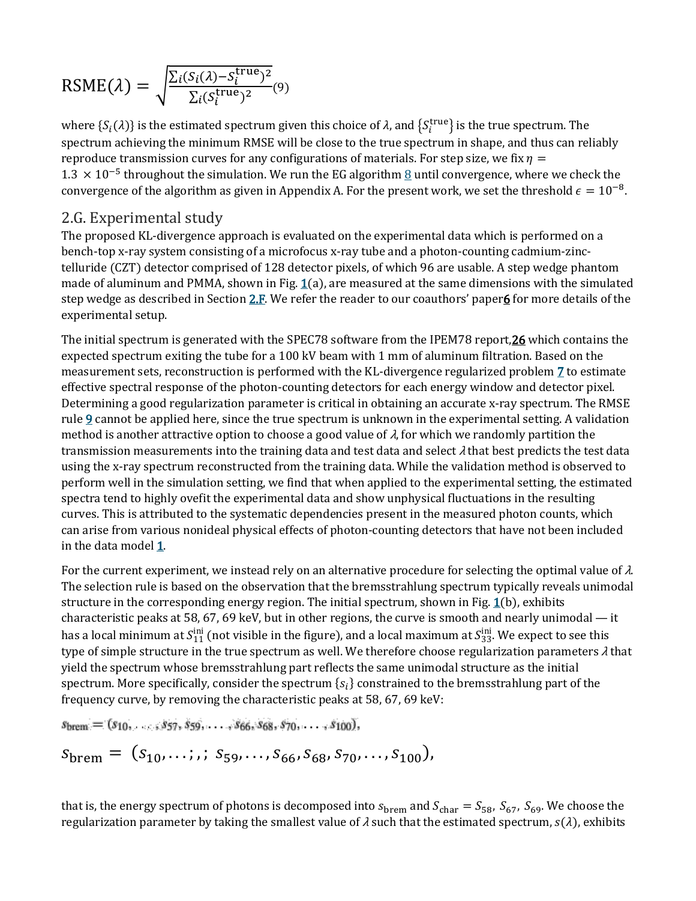$$\text{RSME}(\lambda) = \sqrt{\frac{\sum_i (S_i(\lambda) - S_i^{\text{true}})^2}{\sum_i (S_i^{\text{true}})^2}} \quad (9)$$

where $\{S_i(\lambda)\}$ is the estimated spectrum given this choice of $\lambda$, and $\{S_i^{\text{true}}\}$ is the true spectrum. The spectrum achieving the minimum RMSE will be close to the true spectrum in shape, and thus can reliably reproduce transmission curves for any configurations of materials. For step size, we fix $\eta = 1.3 \times 10^{-5}$ throughout the simulation. We run the EG algorithm 8 until convergence, where we check the convergence of the algorithm as given in Appendix A. For the present work, we set the threshold $\epsilon = 10^{-8}$.

## 2.G. Experimental study

The proposed KL-divergence approach is evaluated on the experimental data which is performed on a bench-top x-ray system consisting of a microfocus x-ray tube and a photon-counting cadmium-zinc-telluride (CZT) detector comprised of 128 detector pixels, of which 96 are usable. A step wedge phantom made of aluminum and PMMA, shown in Fig. 1(a), are measured at the same dimensions with the simulated step wedge as described in Section 2.F. We refer the reader to our coauthors' paper6 for more details of the experimental setup.

The initial spectrum is generated with the SPEC78 software from the IPEM78 report,26 which contains the expected spectrum exiting the tube for a 100 kV beam with 1 mm of aluminum filtration. Based on the measurement sets, reconstruction is performed with the KL-divergence regularized problem 7 to estimate effective spectral response of the photon-counting detectors for each energy window and detector pixel. Determining a good regularization parameter is critical in obtaining an accurate x-ray spectrum. The RMSE rule 9 cannot be applied here, since the true spectrum is unknown in the experimental setting. A validation method is another attractive option to choose a good value of $\lambda$, for which we randomly partition the transmission measurements into the training data and test data and select $\lambda$ that best predicts the test data using the x-ray spectrum reconstructed from the training data. While the validation method is observed to perform well in the simulation setting, we find that when applied to the experimental setting, the estimated spectra tend to highly ovefit the experimental data and show unphysical fluctuations in the resulting curves. This is attributed to the systematic dependencies present in the measured photon counts, which can arise from various nonideal physical effects of photon-counting detectors that have not been included in the data model 1.

For the current experiment, we instead rely on an alternative procedure for selecting the optimal value of $\lambda$. The selection rule is based on the observation that the bremsstrahlung spectrum typically reveals unimodal structure in the corresponding energy region. The initial spectrum, shown in Fig. 1(b), exhibits characteristic peaks at 58, 67, 69 keV, but in other regions, the curve is smooth and nearly unimodal — it has a local minimum at $S_{11}^{\text{ini}}$ (not visible in the figure), and a local maximum at $S_{33}^{\text{ini}}$. We expect to see this type of simple structure in the true spectrum as well. We therefore choose regularization parameters $\lambda$ that yield the spectrum whose bremsstrahlung part reflects the same unimodal structure as the initial spectrum. More specifically, consider the spectrum $\{s_i\}$ constrained to the bremsstrahlung part of the frequency curve, by removing the characteristic peaks at 58, 67, 69 keV:

$$s_{\text{brem}} = (s_{10}, \ldots, s_{57}, s_{59}, \ldots, s_{66}, s_{68}, s_{70}, \ldots, s_{100}),$$

$$s_{\text{brem}} = (s_{10}, \ldots;,; s_{59}, \ldots, s_{66}, s_{68}, s_{70}, \ldots, s_{100}),$$

that is, the energy spectrum of photons is decomposed into $s_{\text{brem}}$ and $S_{\text{char}} = S_{58}, S_{67}, S_{69}$. We choose the regularization parameter by taking the smallest value of $\lambda$ such that the estimated spectrum, $s(\lambda)$, exhibits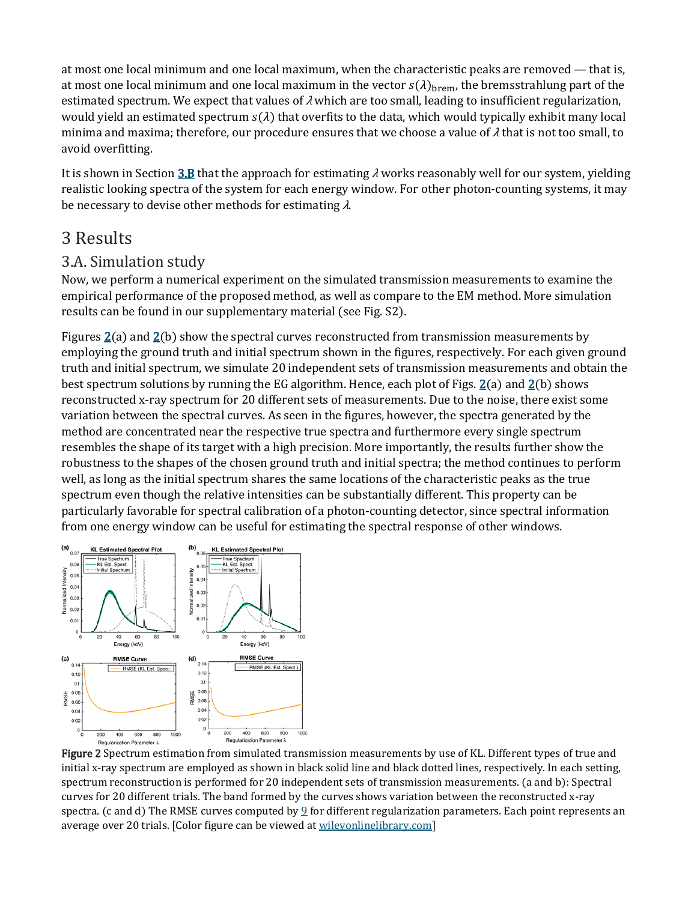at most one local minimum and one local maximum, when the characteristic peaks are removed — that is, at most one local minimum and one local maximum in the vector $s(\lambda)_{\text{brem}}$, the bremsstrahlung part of the estimated spectrum. We expect that values of $\lambda$ which are too small, leading to insufficient regularization, would yield an estimated spectrum $s(\lambda)$ that overfits to the data, which would typically exhibit many local minima and maxima; therefore, our procedure ensures that we choose a value of $\lambda$ that is not too small, to avoid overfitting.

It is shown in Section 3.B that the approach for estimating $\lambda$ works reasonably well for our system, yielding realistic looking spectra of the system for each energy window. For other photon-counting systems, it may be necessary to devise other methods for estimating $\lambda$.

# 3 Results

## 3.A. Simulation study

Now, we perform a numerical experiment on the simulated transmission measurements to examine the empirical performance of the proposed method, as well as compare to the EM method. More simulation results can be found in our supplementary material (see Fig. S2).

Figures 2(a) and 2(b) show the spectral curves reconstructed from transmission measurements by employing the ground truth and initial spectrum shown in the figures, respectively. For each given ground truth and initial spectrum, we simulate 20 independent sets of transmission measurements and obtain the best spectrum solutions by running the EG algorithm. Hence, each plot of Figs. 2(a) and 2(b) shows reconstructed x-ray spectrum for 20 different sets of measurements. Due to the noise, there exist some variation between the spectral curves. As seen in the figures, however, the spectra generated by the method are concentrated near the respective true spectra and furthermore every single spectrum resembles the shape of its target with a high precision. More importantly, the results further show the robustness to the shapes of the chosen ground truth and initial spectra; the method continues to perform well, as long as the initial spectrum shares the same locations of the characteristic peaks as the true spectrum even though the relative intensities can be substantially different. This property can be particularly favorable for spectral calibration of a photon-counting detector, since spectral information from one energy window can be useful for estimating the spectral response of other windows.

**Figure 2** Spectrum estimation from simulated transmission measurements by use of KL. Different types of true and initial x-ray spectrum are employed as shown in black solid line and black dotted lines, respectively. In each setting, spectrum reconstruction is performed for 20 independent sets of transmission measurements. (a and b): Spectral curves for 20 different trials. The band formed by the curves shows variation between the reconstructed x-ray spectra. (c and d) The RMSE curves computed by 9 for different regularization parameters. Each point represents an average over 20 trials. [Color figure can be viewed at wileyonlinelibrary.com]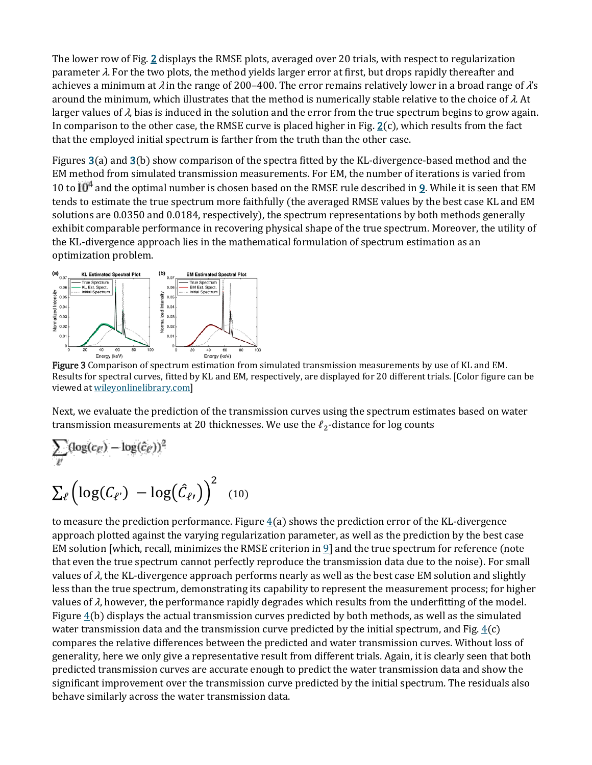The lower row of Fig. 2 displays the RMSE plots, averaged over 20 trials, with respect to regularization parameter $\lambda$. For the two plots, the method yields larger error at first, but drops rapidly thereafter and achieves a minimum at $\lambda$ in the range of 200–400. The error remains relatively lower in a broad range of $\lambda$'s around the minimum, which illustrates that the method is numerically stable relative to the choice of $\lambda$. At larger values of $\lambda$, bias is induced in the solution and the error from the true spectrum begins to grow again. In comparison to the other case, the RMSE curve is placed higher in Fig. 2(c), which results from the fact that the employed initial spectrum is farther from the truth than the other case.

Figures 3(a) and 3(b) show comparison of the spectra fitted by the KL-divergence-based method and the EM method from simulated transmission measurements. For EM, the number of iterations is varied from 10 to $10^4$ and the optimal number is chosen based on the RMSE rule described in 9. While it is seen that EM tends to estimate the true spectrum more faithfully (the averaged RMSE values by the best case KL and EM solutions are 0.0350 and 0.0184, respectively), the spectrum representations by both methods generally exhibit comparable performance in recovering physical shape of the true spectrum. Moreover, the utility of the KL-divergence approach lies in the mathematical formulation of spectrum estimation as an optimization problem.

**Figure 3** Comparison of spectrum estimation from simulated transmission measurements by use of KL and EM. Results for spectral curves, fitted by KL and EM, respectively, are displayed for 20 different trials. [Color figure can be viewed at wileyonlinelibrary.com]

Next, we evaluate the prediction of the transmission curves using the spectrum estimates based on water transmission measurements at 20 thicknesses. We use the $\ell_2$-distance for log counts

$$\sum_{\ell'} (\log(c_{\ell'}) - \log(\hat{c}_{\ell'}))^2$$

$$\sum_{\ell} \left( \log(C_{\ell'}) - \log(\hat{C}_{\ell'}) \right)^2 \quad (10)$$

to measure the prediction performance. Figure 4(a) shows the prediction error of the KL-divergence approach plotted against the varying regularization parameter, as well as the prediction by the best case EM solution [which, recall, minimizes the RMSE criterion in 9] and the true spectrum for reference (note that even the true spectrum cannot perfectly reproduce the transmission data due to the noise). For small values of $\lambda$, the KL-divergence approach performs nearly as well as the best case EM solution and slightly less than the true spectrum, demonstrating its capability to represent the measurement process; for higher values of $\lambda$, however, the performance rapidly degrades which results from the underfitting of the model. Figure 4(b) displays the actual transmission curves predicted by both methods, as well as the simulated water transmission data and the transmission curve predicted by the initial spectrum, and Fig. 4(c) compares the relative differences between the predicted and water transmission curves. Without loss of generality, here we only give a representative result from different trials. Again, it is clearly seen that both predicted transmission curves are accurate enough to predict the water transmission data and show the significant improvement over the transmission curve predicted by the initial spectrum. The residuals also behave similarly across the water transmission data.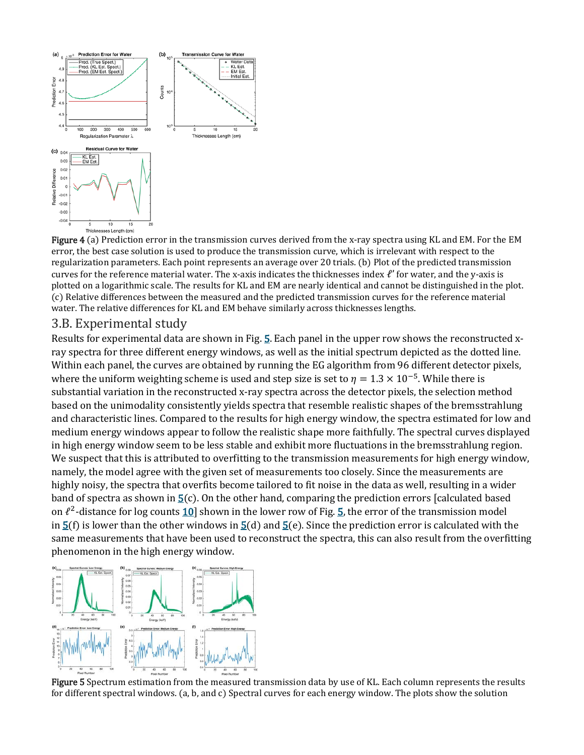**Figure 4** (a) Prediction error in the transmission curves derived from the x-ray spectra using KL and EM. For the EM error, the best case solution is used to produce the transmission curve, which is irrelevant with respect to the regularization parameters. Each point represents an average over 20 trials. (b) Plot of the predicted transmission curves for the reference material water. The x-axis indicates the thicknesses index $\ell'$ for water, and the y-axis is plotted on a logarithmic scale. The results for KL and EM are nearly identical and cannot be distinguished in the plot. (c) Relative differences between the measured and the predicted transmission curves for the reference material water. The relative differences for KL and EM behave similarly across thicknesses lengths.

## 3.B. Experimental study

Results for experimental data are shown in Fig. 5. Each panel in the upper row shows the reconstructed x-ray spectra for three different energy windows, as well as the initial spectrum depicted as the dotted line. Within each panel, the curves are obtained by running the EG algorithm from 96 different detector pixels, where the uniform weighting scheme is used and step size is set to $\eta = 1.3 \times 10^{-5}$. While there is substantial variation in the reconstructed x-ray spectra across the detector pixels, the selection method based on the unimodality consistently yields spectra that resemble realistic shapes of the bremsstrahlung and characteristic lines. Compared to the results for high energy window, the spectra estimated for low and medium energy windows appear to follow the realistic shape more faithfully. The spectral curves displayed in high energy window seem to be less stable and exhibit more fluctuations in the bremsstrahlung region. We suspect that this is attributed to overfitting to the transmission measurements for high energy window, namely, the model agree with the given set of measurements too closely. Since the measurements are highly noisy, the spectra that overfits become tailored to fit noise in the data as well, resulting in a wider band of spectra as shown in 5(c). On the other hand, comparing the prediction errors [calculated based on $\ell^2$-distance for log counts 10] shown in the lower row of Fig. 5, the error of the transmission model in 5(f) is lower than the other windows in 5(d) and 5(e). Since the prediction error is calculated with the same measurements that have been used to reconstruct the spectra, this can also result from the overfitting phenomenon in the high energy window.

**Figure 5** Spectrum estimation from the measured transmission data by use of KL. Each column represents the results for different spectral windows. (a, b, and c) Spectral curves for each energy window. The plots show the solution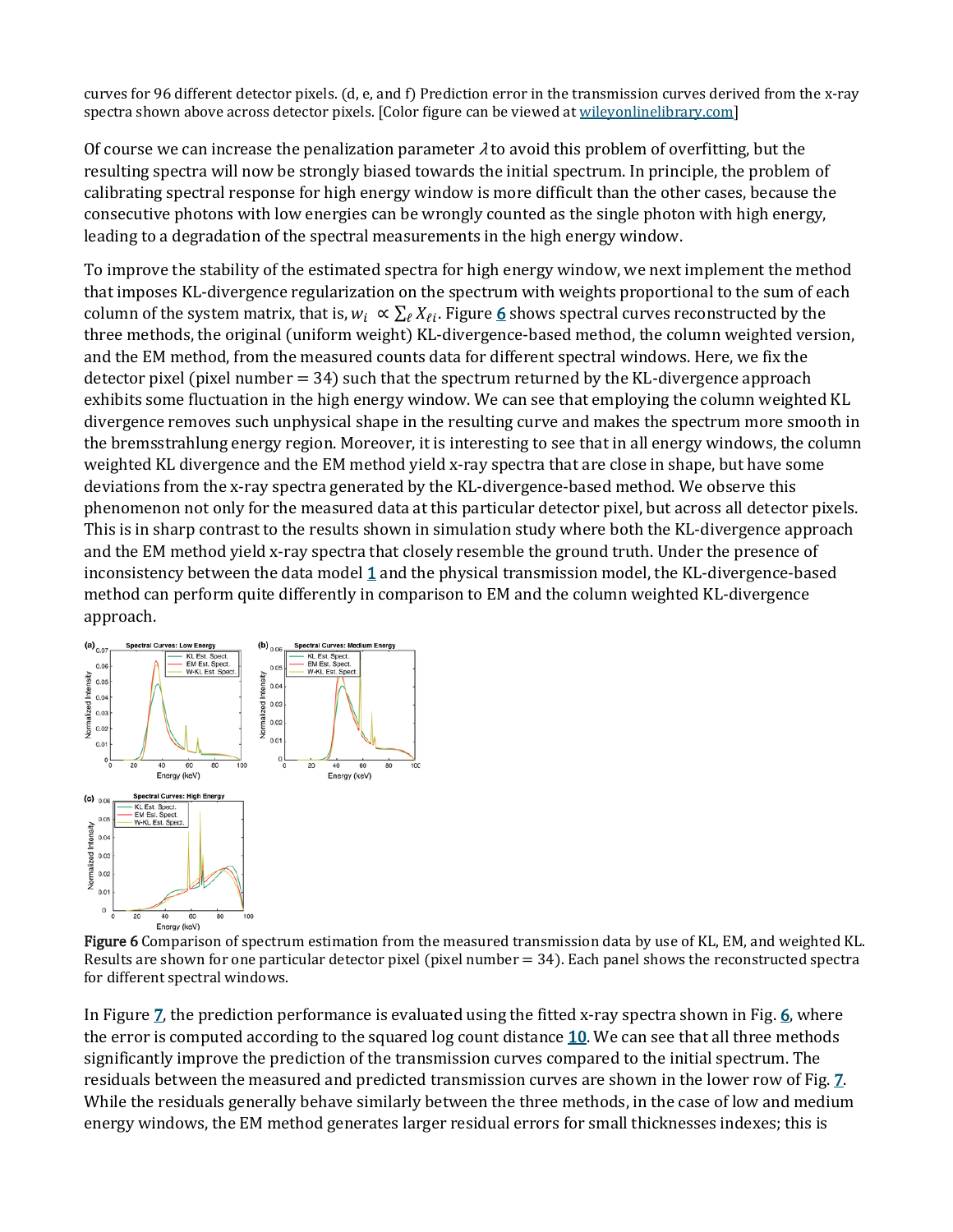curves for 96 different detector pixels. (d, e, and f) Prediction error in the transmission curves derived from the x-ray spectra shown above across detector pixels. [Color figure can be viewed at wileyonlinelibrary.com]

Of course we can increase the penalization parameter $\lambda$ to avoid this problem of overfitting, but the resulting spectra will now be strongly biased towards the initial spectrum. In principle, the problem of calibrating spectral response for high energy window is more difficult than the other cases, because the consecutive photons with low energies can be wrongly counted as the single photon with high energy, leading to a degradation of the spectral measurements in the high energy window.

To improve the stability of the estimated spectra for high energy window, we next implement the method that imposes KL-divergence regularization on the spectrum with weights proportional to the sum of each column of the system matrix, that is, $w_i \propto \sum_\ell X_{\ell i}$. Figure 6 shows spectral curves reconstructed by the three methods, the original (uniform weight) KL-divergence-based method, the column weighted version, and the EM method, from the measured counts data for different spectral windows. Here, we fix the detector pixel (pixel number = 34) such that the spectrum returned by the KL-divergence approach exhibits some fluctuation in the high energy window. We can see that employing the column weighted KL divergence removes such unphysical shape in the resulting curve and makes the spectrum more smooth in the bremsstrahlung energy region. Moreover, it is interesting to see that in all energy windows, the column weighted KL divergence and the EM method yield x-ray spectra that are close in shape, but have some deviations from the x-ray spectra generated by the KL-divergence-based method. We observe this phenomenon not only for the measured data at this particular detector pixel, but across all detector pixels. This is in sharp contrast to the results shown in simulation study where both the KL-divergence approach and the EM method yield x-ray spectra that closely resemble the ground truth. Under the presence of inconsistency between the data model 1 and the physical transmission model, the KL-divergence-based method can perform quite differently in comparison to EM and the column weighted KL-divergence approach.

**Figure 6** Comparison of spectrum estimation from the measured transmission data by use of KL, EM, and weighted KL. Results are shown for one particular detector pixel (pixel number = 34). Each panel shows the reconstructed spectra for different spectral windows.

In Figure 7, the prediction performance is evaluated using the fitted x-ray spectra shown in Fig. 6, where the error is computed according to the squared log count distance 10. We can see that all three methods significantly improve the prediction of the transmission curves compared to the initial spectrum. The residuals between the measured and predicted transmission curves are shown in the lower row of Fig. 7. While the residuals generally behave similarly between the three methods, in the case of low and medium energy windows, the EM method generates larger residual errors for small thicknesses indexes; this is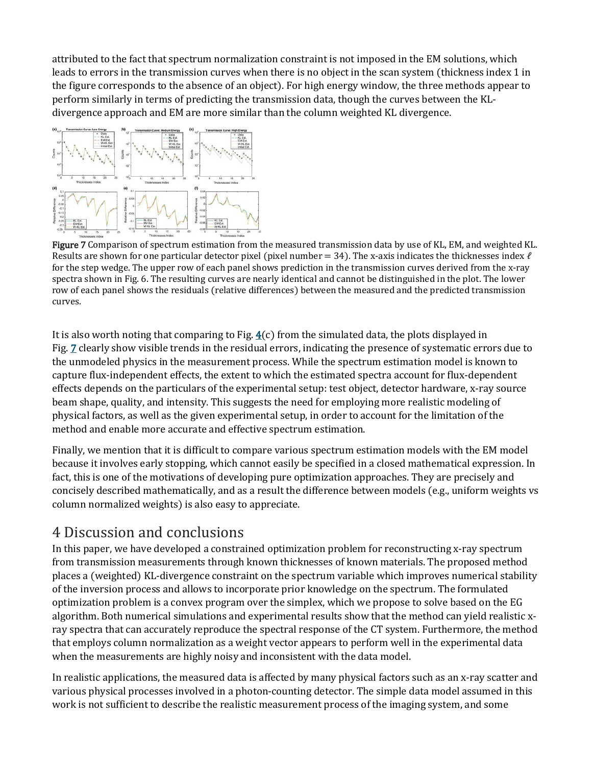attributed to the fact that spectrum normalization constraint is not imposed in the EM solutions, which leads to errors in the transmission curves when there is no object in the scan system (thickness index 1 in the figure corresponds to the absence of an object). For high energy window, the three methods appear to perform similarly in terms of predicting the transmission data, though the curves between the KL-divergence approach and EM are more similar than the column weighted KL divergence.

**Figure 7** Comparison of spectrum estimation from the measured transmission data by use of KL, EM, and weighted KL. Results are shown for one particular detector pixel (pixel number = 34). The x-axis indicates the thicknesses index $\ell$ for the step wedge. The upper row of each panel shows prediction in the transmission curves derived from the x-ray spectra shown in Fig. 6. The resulting curves are nearly identical and cannot be distinguished in the plot. The lower row of each panel shows the residuals (relative differences) between the measured and the predicted transmission curves.

It is also worth noting that comparing to Fig. 4(c) from the simulated data, the plots displayed in Fig. 7 clearly show visible trends in the residual errors, indicating the presence of systematic errors due to the unmodeled physics in the measurement process. While the spectrum estimation model is known to capture flux-independent effects, the extent to which the estimated spectra account for flux-dependent effects depends on the particulars of the experimental setup: test object, detector hardware, x-ray source beam shape, quality, and intensity. This suggests the need for employing more realistic modeling of physical factors, as well as the given experimental setup, in order to account for the limitation of the method and enable more accurate and effective spectrum estimation.

Finally, we mention that it is difficult to compare various spectrum estimation models with the EM model because it involves early stopping, which cannot easily be specified in a closed mathematical expression. In fact, this is one of the motivations of developing pure optimization approaches. They are precisely and concisely described mathematically, and as a result the difference between models (e.g., uniform weights vs column normalized weights) is also easy to appreciate.

# 4 Discussion and conclusions

In this paper, we have developed a constrained optimization problem for reconstructing x-ray spectrum from transmission measurements through known thicknesses of known materials. The proposed method places a (weighted) KL-divergence constraint on the spectrum variable which improves numerical stability of the inversion process and allows to incorporate prior knowledge on the spectrum. The formulated optimization problem is a convex program over the simplex, which we propose to solve based on the EG algorithm. Both numerical simulations and experimental results show that the method can yield realistic x-ray spectra that can accurately reproduce the spectral response of the CT system. Furthermore, the method that employs column normalization as a weight vector appears to perform well in the experimental data when the measurements are highly noisy and inconsistent with the data model.

In realistic applications, the measured data is affected by many physical factors such as an x-ray scatter and various physical processes involved in a photon-counting detector. The simple data model assumed in this work is not sufficient to describe the realistic measurement process of the imaging system, and some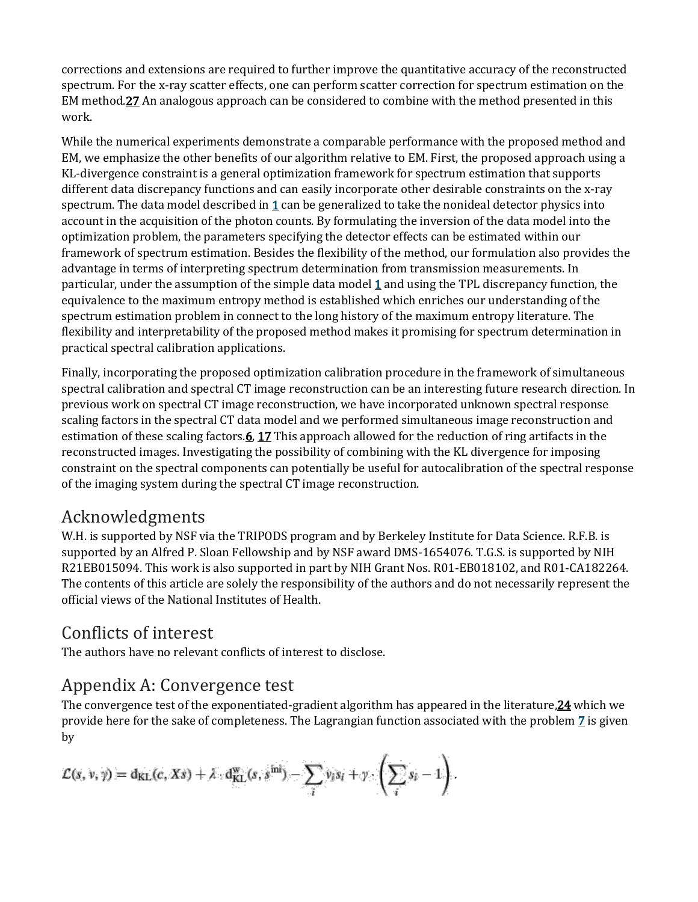corrections and extensions are required to further improve the quantitative accuracy of the reconstructed spectrum. For the x-ray scatter effects, one can perform scatter correction for spectrum estimation on the EM method.[27] An analogous approach can be considered to combine with the method presented in this work.

While the numerical experiments demonstrate a comparable performance with the proposed method and EM, we emphasize the other benefits of our algorithm relative to EM. First, the proposed approach using a KL-divergence constraint is a general optimization framework for spectrum estimation that supports different data discrepancy functions and can easily incorporate other desirable constraints on the x-ray spectrum. The data model described in 1 can be generalized to take the nonideal detector physics into account in the acquisition of the photon counts. By formulating the inversion of the data model into the optimization problem, the parameters specifying the detector effects can be estimated within our framework of spectrum estimation. Besides the flexibility of the method, our formulation also provides the advantage in terms of interpreting spectrum determination from transmission measurements. In particular, under the assumption of the simple data model 1 and using the TPL discrepancy function, the equivalence to the maximum entropy method is established which enriches our understanding of the spectrum estimation problem in connect to the long history of the maximum entropy literature. The flexibility and interpretability of the proposed method makes it promising for spectrum determination in practical spectral calibration applications.

Finally, incorporating the proposed optimization calibration procedure in the framework of simultaneous spectral calibration and spectral CT image reconstruction can be an interesting future research direction. In previous work on spectral CT image reconstruction, we have incorporated unknown spectral response scaling factors in the spectral CT data model and we performed simultaneous image reconstruction and estimation of these scaling factors.[6, 17] This approach allowed for the reduction of ring artifacts in the reconstructed images. Investigating the possibility of combining with the KL divergence for imposing constraint on the spectral components can potentially be useful for autocalibration of the spectral response of the imaging system during the spectral CT image reconstruction.

## Acknowledgments

W.H. is supported by NSF via the TRIPODS program and by Berkeley Institute for Data Science. R.F.B. is supported by an Alfred P. Sloan Fellowship and by NSF award DMS-1654076. T.G.S. is supported by NIH R21EB015094. This work is also supported in part by NIH Grant Nos. R01-EB018102, and R01-CA182264. The contents of this article are solely the responsibility of the authors and do not necessarily represent the official views of the National Institutes of Health.

## Conflicts of interest

The authors have no relevant conflicts of interest to disclose.

## Appendix A: Convergence test

The convergence test of the exponentiated-gradient algorithm has appeared in the literature,[24] which we provide here for the sake of completeness. The Lagrangian function associated with the problem 7 is given by

$$\mathcal{L}(s, v, \gamma) = \mathrm{d_{KL}}(c, Xs) + \lambda \cdot \mathrm{d^{w}_{KL}}(s, s^{\mathrm{ini}}) - \sum_i v_i s_i + \gamma \cdot \left( \sum_i s_i - 1 \right).$$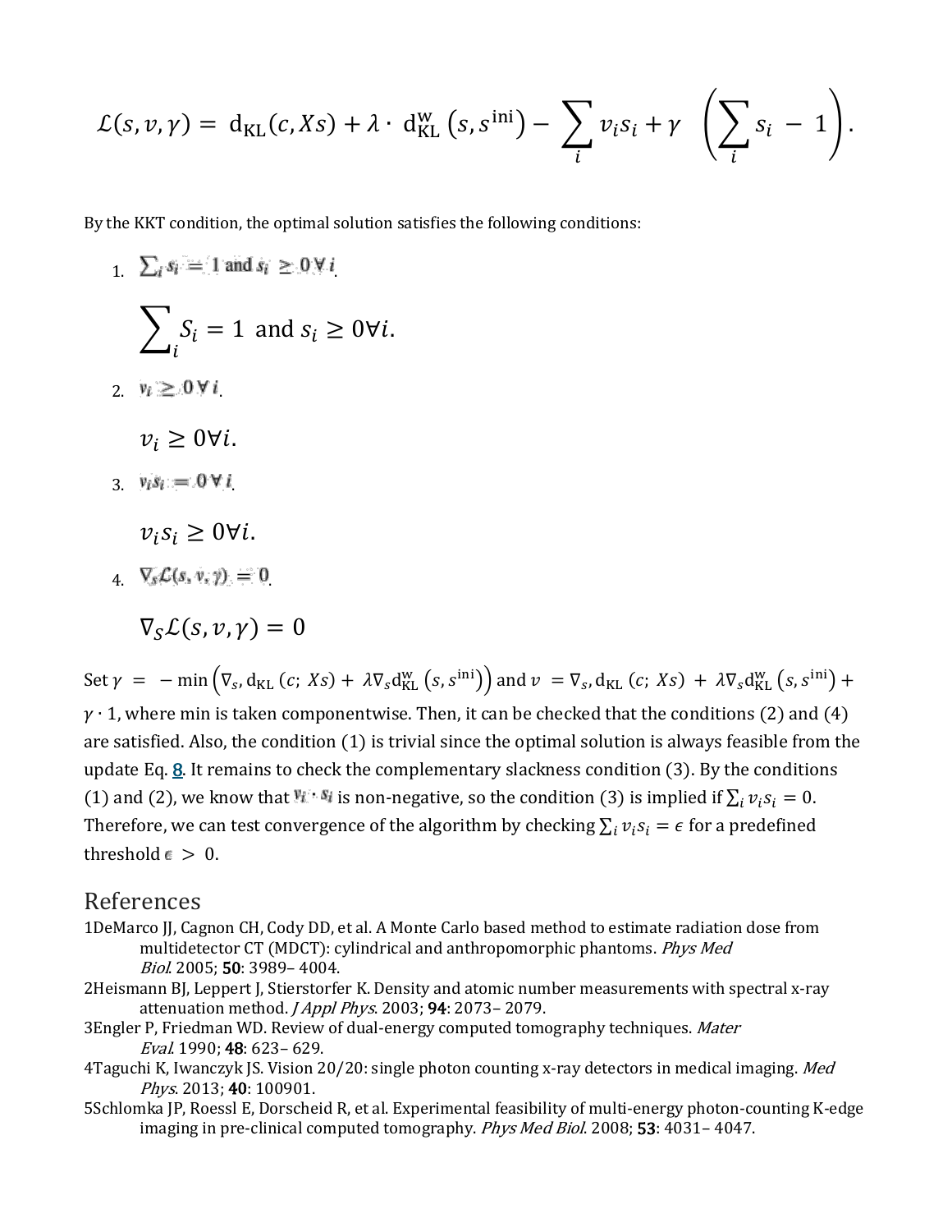$$\mathcal{L}(s, v, \gamma) = \mathrm{d}_{\mathrm{KL}}(c, Xs) + \lambda \cdot \mathrm{d}_{\mathrm{KL}}^{\mathrm{w}}\left(s, s^{\mathrm{ini}}\right) - \sum_i v_i s_i + \gamma \left(\sum_i s_i - 1\right).$$

By the KKT condition, the optimal solution satisfies the following conditions:

1. $\sum_i s_i = 1$ and $s_i \geq 0 \forall i$.

   $$\sum_i S_i = 1 \text{ and } s_i \geq 0 \forall i.$$

2. $v_i \geq 0 \forall i$.

   $$v_i \geq 0 \forall i.$$

3. $v_i s_i = 0 \forall i$.

   $$v_i s_i \geq 0 \forall i.$$

4. $\nabla_s \mathcal{L}(s, v, \gamma) = 0$.

   $$\nabla_S \mathcal{L}(s, v, \gamma) = 0$$

Set $\gamma = -\min\left(\nabla_s, \mathrm{d}_{\mathrm{KL}}(c;\ Xs) + \lambda \nabla_s \mathrm{d}_{\mathrm{KL}}^{\mathrm{w}}\left(s, s^{\mathrm{ini}}\right)\right)$ and $v = \nabla_s, \mathrm{d}_{\mathrm{KL}}(c;\ Xs) + \lambda \nabla_s \mathrm{d}_{\mathrm{KL}}^{\mathrm{w}}\left(s, s^{\mathrm{ini}}\right) + \gamma \cdot 1$, where min is taken componentwise. Then, it can be checked that the conditions (2) and (4) are satisfied. Also, the condition (1) is trivial since the optimal solution is always feasible from the update Eq. 8. It remains to check the complementary slackness condition (3). By the conditions (1) and (2), we know that $v_i \cdot s_i$ is non-negative, so the condition (3) is implied if $\sum_i v_i s_i = 0$. Therefore, we can test convergence of the algorithm by checking $\sum_i v_i s_i = \epsilon$ for a predefined threshold $\epsilon > 0$.

## References

1. DeMarco JJ, Cagnon CH, Cody DD, et al. A Monte Carlo based method to estimate radiation dose from multidetector CT (MDCT): cylindrical and anthropomorphic phantoms. *Phys Med Biol*. 2005; **50**: 3989– 4004.
2. Heismann BJ, Leppert J, Stierstorfer K. Density and atomic number measurements with spectral x-ray attenuation method. *J Appl Phys*. 2003; **94**: 2073– 2079.
3. Engler P, Friedman WD. Review of dual-energy computed tomography techniques. *Mater Eval*. 1990; **48**: 623– 629.
4. Taguchi K, Iwanczyk JS. Vision 20/20: single photon counting x-ray detectors in medical imaging. *Med Phys*. 2013; **40**: 100901.
5. Schlomka JP, Roessl E, Dorscheid R, et al. Experimental feasibility of multi-energy photon-counting K-edge imaging in pre-clinical computed tomography. *Phys Med Biol*. 2008; **53**: 4031– 4047.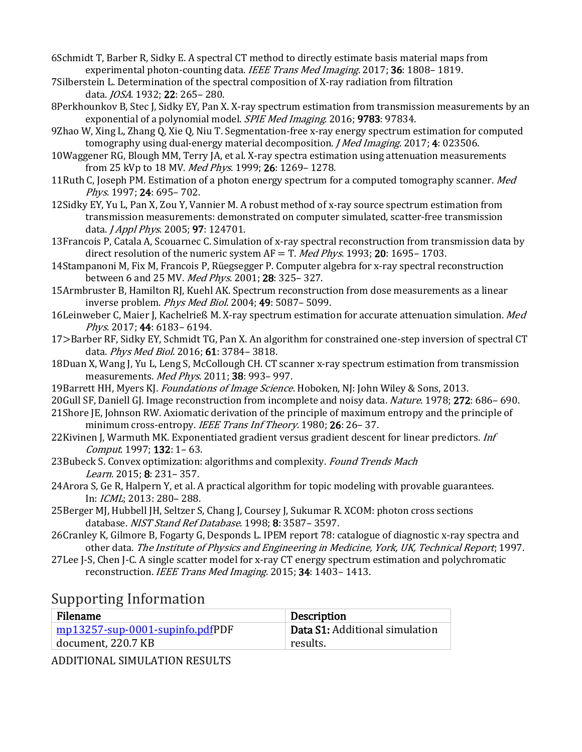6Schmidt T, Barber R, Sidky E. A spectral CT method to directly estimate basis material maps from experimental photon-counting data. *IEEE Trans Med Imaging*. 2017; **36**: 1808– 1819.

7Silberstein L. Determination of the spectral composition of X-ray radiation from filtration data. *JOSA*. 1932; **22**: 265– 280.

8Perkhounkov B, Stec J, Sidky EY, Pan X. X-ray spectrum estimation from transmission measurements by an exponential of a polynomial model. *SPIE Med Imaging*. 2016; **9783**: 97834.

9Zhao W, Xing L, Zhang Q, Xie Q, Niu T. Segmentation-free x-ray energy spectrum estimation for computed tomography using dual-energy material decomposition. *J Med Imaging*. 2017; **4**: 023506.

10Waggener RG, Blough MM, Terry JA, et al. X-ray spectra estimation using attenuation measurements from 25 kVp to 18 MV. *Med Phys*. 1999; **26**: 1269– 1278.

11Ruth C, Joseph PM. Estimation of a photon energy spectrum for a computed tomography scanner. *Med Phys*. 1997; **24**: 695– 702.

12Sidky EY, Yu L, Pan X, Zou Y, Vannier M. A robust method of x-ray source spectrum estimation from transmission measurements: demonstrated on computer simulated, scatter-free transmission data. *J Appl Phys*. 2005; **97**: 124701.

13Francois P, Catala A, Scouarnec C. Simulation of x-ray spectral reconstruction from transmission data by direct resolution of the numeric system AF = T. *Med Phys*. 1993; **20**: 1695– 1703.

14Stampanoni M, Fix M, Francois P, Rüegsegger P. Computer algebra for x-ray spectral reconstruction between 6 and 25 MV. *Med Phys*. 2001; **28**: 325– 327.

15Armbruster B, Hamilton RJ, Kuehl AK. Spectrum reconstruction from dose measurements as a linear inverse problem. *Phys Med Biol*. 2004; **49**: 5087– 5099.

16Leinweber C, Maier J, Kachelrieß M. X-ray spectrum estimation for accurate attenuation simulation. *Med Phys*. 2017; **44**: 6183– 6194.

17>Barber RF, Sidky EY, Schmidt TG, Pan X. An algorithm for constrained one-step inversion of spectral CT data. *Phys Med Biol*. 2016; **61**: 3784– 3818.

18Duan X, Wang J, Yu L, Leng S, McCollough CH. CT scanner x-ray spectrum estimation from transmission measurements. *Med Phys*. 2011; **38**: 993– 997.

19Barrett HH, Myers KJ. *Foundations of Image Science*. Hoboken, NJ: John Wiley & Sons, 2013.

20Gull SF, Daniell GJ. Image reconstruction from incomplete and noisy data. *Nature*. 1978; **272**: 686– 690.

21Shore JE, Johnson RW. Axiomatic derivation of the principle of maximum entropy and the principle of minimum cross-entropy. *IEEE Trans Inf Theory*. 1980; **26**: 26– 37.

22Kivinen J, Warmuth MK. Exponentiated gradient versus gradient descent for linear predictors. *Inf Comput*. 1997; **132**: 1– 63.

23Bubeck S. Convex optimization: algorithms and complexity. *Found Trends Mach Learn*. 2015; **8**: 231– 357.

24Arora S, Ge R, Halpern Y, et al. A practical algorithm for topic modeling with provable guarantees. In: *ICML*; 2013: 280– 288.

25Berger MJ, Hubbell JH, Seltzer S, Chang J, Coursey J, Sukumar R. XCOM: photon cross sections database. *NIST Stand Ref Database*. 1998; **8**: 3587– 3597.

26Cranley K, Gilmore B, Fogarty G, Desponds L. IPEM report 78: catalogue of diagnostic x-ray spectra and other data. *The Institute of Physics and Engineering in Medicine, York, UK, Technical Report*; 1997.

27Lee J-S, Chen J-C. A single scatter model for x-ray CT energy spectrum estimation and polychromatic reconstruction. *IEEE Trans Med Imaging*. 2015; **34**: 1403– 1413.

## Supporting Information

| Filename | Description |
| --- | --- |
| mp13257-sup-0001-supinfo.pdfPDF document, 220.7 KB | **Data S1:** Additional simulation results. |

ADDITIONAL SIMULATION RESULTS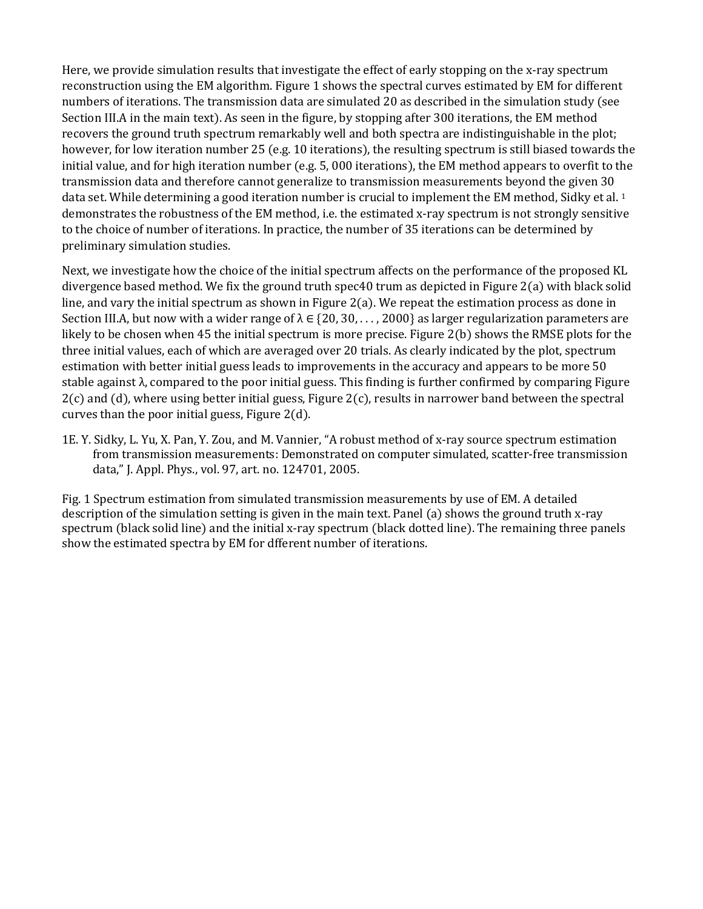Here, we provide simulation results that investigate the effect of early stopping on the x-ray spectrum reconstruction using the EM algorithm. Figure 1 shows the spectral curves estimated by EM for different numbers of iterations. The transmission data are simulated 20 as described in the simulation study (see Section III.A in the main text). As seen in the figure, by stopping after 300 iterations, the EM method recovers the ground truth spectrum remarkably well and both spectra are indistinguishable in the plot; however, for low iteration number 25 (e.g. 10 iterations), the resulting spectrum is still biased towards the initial value, and for high iteration number (e.g. 5, 000 iterations), the EM method appears to overfit to the transmission data and therefore cannot generalize to transmission measurements beyond the given 30 data set. While determining a good iteration number is crucial to implement the EM method, Sidky et al. [1] demonstrates the robustness of the EM method, i.e. the estimated x-ray spectrum is not strongly sensitive to the choice of number of iterations. In practice, the number of 35 iterations can be determined by preliminary simulation studies.

Next, we investigate how the choice of the initial spectrum affects on the performance of the proposed KL divergence based method. We fix the ground truth spec40 trum as depicted in Figure 2(a) with black solid line, and vary the initial spectrum as shown in Figure 2(a). We repeat the estimation process as done in Section III.A, but now with a wider range of $\lambda \in \{20, 30, \ldots, 2000\}$ as larger regularization parameters are likely to be chosen when 45 the initial spectrum is more precise. Figure 2(b) shows the RMSE plots for the three initial values, each of which are averaged over 20 trials. As clearly indicated by the plot, spectrum estimation with better initial guess leads to improvements in the accuracy and appears to be more 50 stable against λ, compared to the poor initial guess. This finding is further confirmed by comparing Figure 2(c) and (d), where using better initial guess, Figure 2(c), results in narrower band between the spectral curves than the poor initial guess, Figure 2(d).

1E. Y. Sidky, L. Yu, X. Pan, Y. Zou, and M. Vannier, "A robust method of x-ray source spectrum estimation from transmission measurements: Demonstrated on computer simulated, scatter-free transmission data," J. Appl. Phys., vol. 97, art. no. 124701, 2005.

Fig. 1 Spectrum estimation from simulated transmission measurements by use of EM. A detailed description of the simulation setting is given in the main text. Panel (a) shows the ground truth x-ray spectrum (black solid line) and the initial x-ray spectrum (black dotted line). The remaining three panels show the estimated spectra by EM for dfferent number of iterations.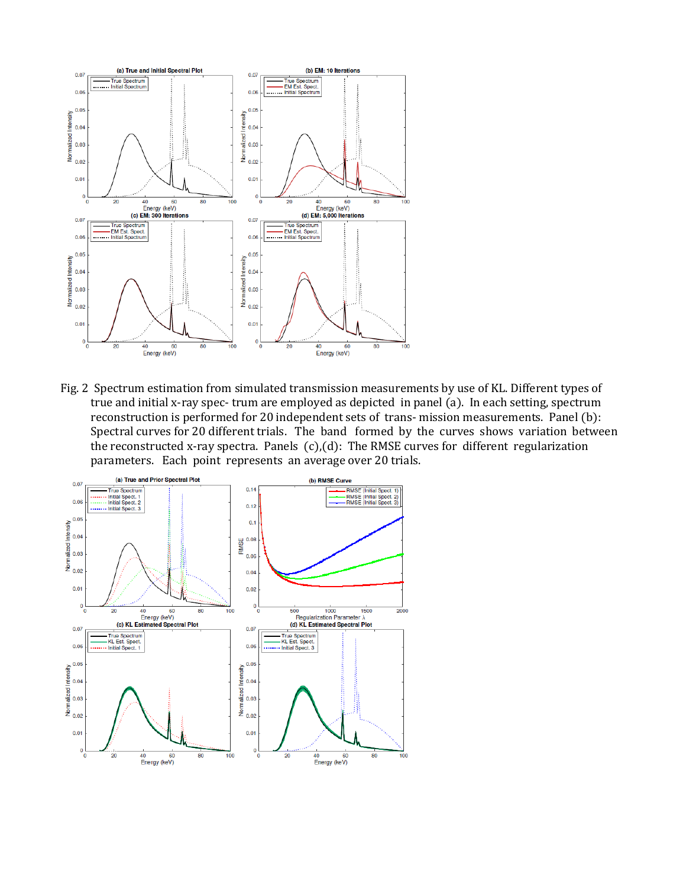(a) True and Initial Spectral Plot

True Spectrum
Initial Spectrum

Normalized Intensity

Energy (keV)

(b) EM: 10 Iterations

True Spectrum
EM Est. Spect.
Initial Spectrum

(c) EM: 300 Iterations

(d) EM: 5,000 Iterations

Fig. 2 Spectrum estimation from simulated transmission measurements by use of KL. Different types of true and initial x-ray spec- trum are employed as depicted in panel (a). In each setting, spectrum reconstruction is performed for 20 independent sets of trans- mission measurements. Panel (b): Spectral curves for 20 different trials. The band formed by the curves shows variation between the reconstructed x-ray spectra. Panels (c),(d): The RMSE curves for different regularization parameters. Each point represents an average over 20 trials.

(a) True and Prior Spectral Plot

True Spectrum
Initial Spect. 1
Initial Spect. 2
Initial Spect. 3

(b) RMSE Curve

RMSE (Initial Spect. 1)
RMSE (Initial Spect. 2)
RMSE (Initial Spect. 3)

RMSE

Regularization Parameter λ

(c) KL Estimated Spectral Plot

True Spectrum
KL Est. Spect.
Initial Spect. 1

(d) KL Estimated Spectral Plot

True Spectrum
KL Est. Spect.
Initial Spect. 3